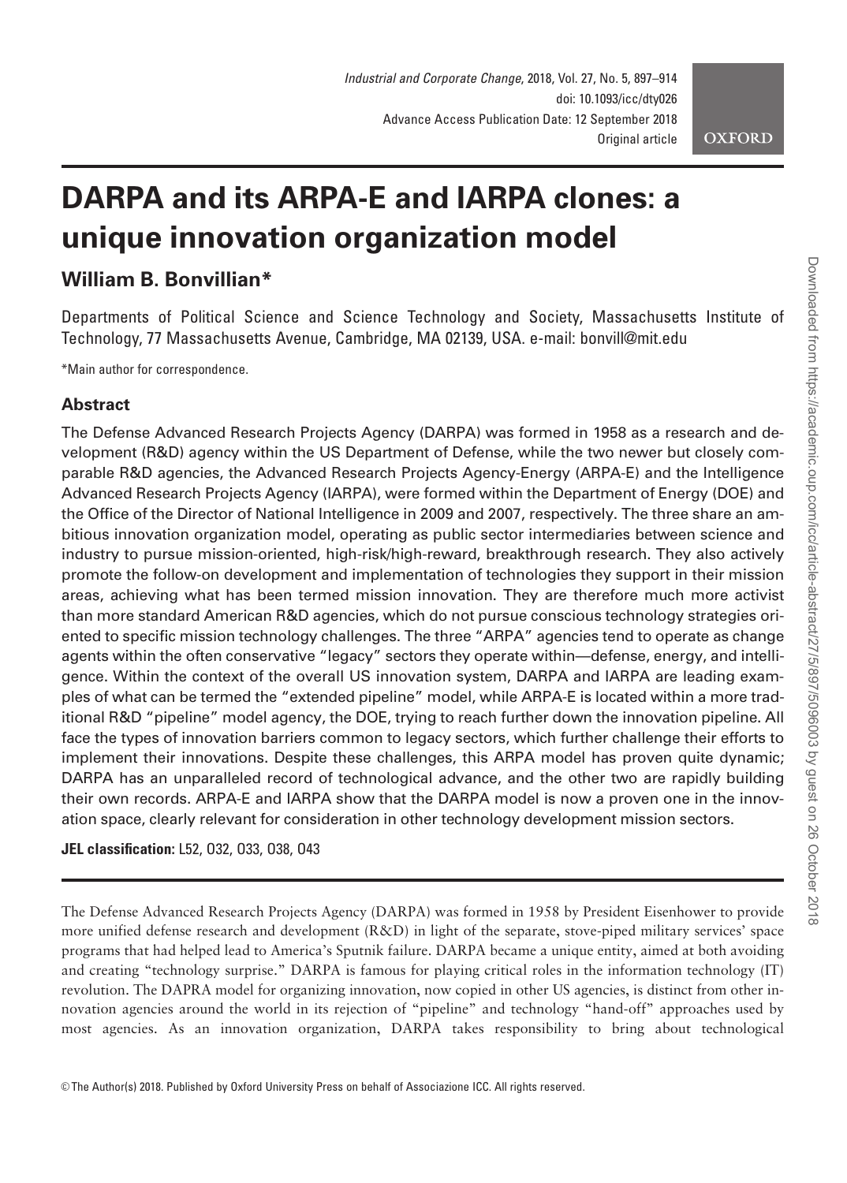# DARPA and its ARPA-E and IARPA clones: a unique innovation organization model

## William B. Bonvillian*

Departments of Political Science and Science Technology and Society, Massachusetts Institute of Technology, 77 Massachusetts Avenue, Cambridge, MA 02139, USA. e-mail: bonvill@mit.edu

*Main author for correspondence.

### Abstract

The Defense Advanced Research Projects Agency (DARPA) was formed in 1958 as a research and development (R&D) agency within the US Department of Defense, while the two newer but closely comparable R&D agencies, the Advanced Research Projects Agency-Energy (ARPA-E) and the Intelligence Advanced Research Projects Agency (IARPA), were formed within the Department of Energy (DOE) and the Office of the Director of National Intelligence in 2009 and 2007, respectively. The three share an ambitious innovation organization model, operating as public sector intermediaries between science and industry to pursue mission-oriented, high-risk/high-reward, breakthrough research. They also actively promote the follow-on development and implementation of technologies they support in their mission areas, achieving what has been termed mission innovation. They are therefore much more activist than more standard American R&D agencies, which do not pursue conscious technology strategies oriented to specific mission technology challenges. The three "ARPA" agencies tend to operate as change agents within the often conservative "legacy" sectors they operate within—defense, energy, and intelligence. Within the context of the overall US innovation system, DARPA and IARPA are leading examples of what can be termed the "extended pipeline" model, while ARPA-E is located within a more traditional R&D "pipeline" model agency, the DOE, trying to reach further down the innovation pipeline. All face the types of innovation barriers common to legacy sectors, which further challenge their efforts to implement their innovations. Despite these challenges, this ARPA model has proven quite dynamic; DARPA has an unparalleled record of technological advance, and the other two are rapidly building their own records. ARPA-E and IARPA show that the DARPA model is now a proven one in the innovation space, clearly relevant for consideration in other technology development mission sectors.

**JEL classification:** L52, O32, O33, O38, O43

The Defense Advanced Research Projects Agency (DARPA) was formed in 1958 by President Eisenhower to provide more unified defense research and development (R&D) in light of the separate, stove-piped military services' space programs that had helped lead to America's Sputnik failure. DARPA became a unique entity, aimed at both avoiding and creating "technology surprise." DARPA is famous for playing critical roles in the information technology (IT) revolution. The DAPRA model for organizing innovation, now copied in other US agencies, is distinct from other innovation agencies around the world in its rejection of "pipeline" and technology "hand-off" approaches used by most agencies. As an innovation organization, DARPA takes responsibility to bring about technological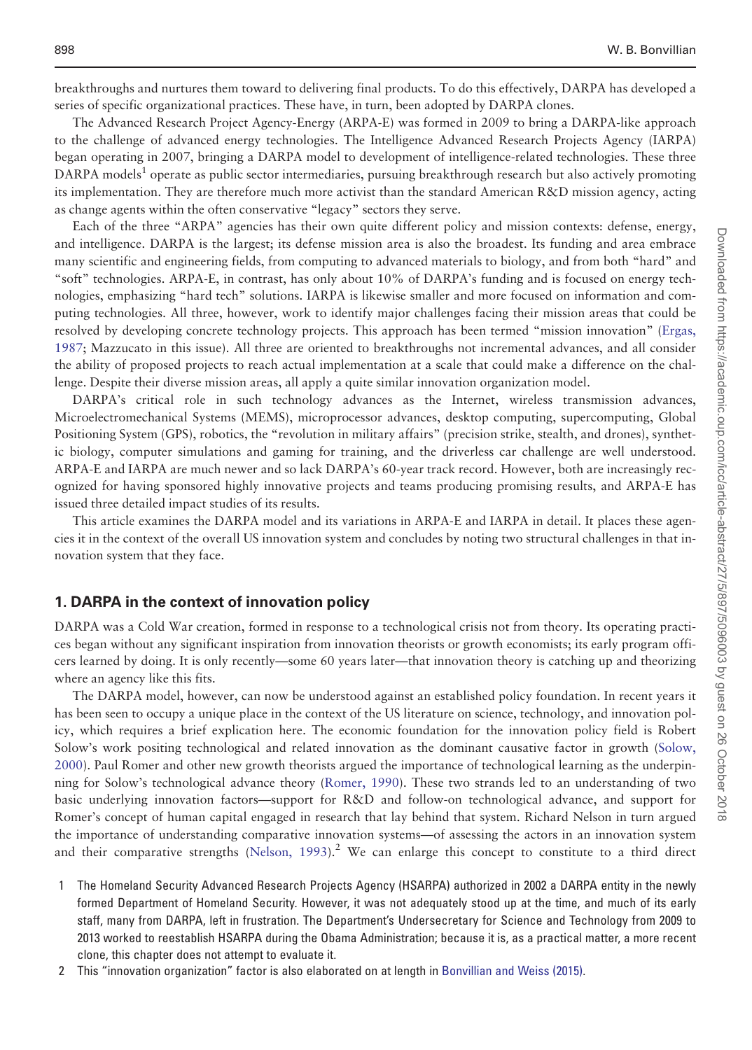breakthroughs and nurtures them toward to delivering final products. To do this effectively, DARPA has developed a series of specific organizational practices. These have, in turn, been adopted by DARPA clones.

The Advanced Research Project Agency-Energy (ARPA-E) was formed in 2009 to bring a DARPA-like approach to the challenge of advanced energy technologies. The Intelligence Advanced Research Projects Agency (IARPA) began operating in 2007, bringing a DARPA model to development of intelligence-related technologies. These three DARPA models[1] operate as public sector intermediaries, pursuing breakthrough research but also actively promoting its implementation. They are therefore much more activist than the standard American R&D mission agency, acting as change agents within the often conservative "legacy" sectors they serve.

Each of the three "ARPA" agencies has their own quite different policy and mission contexts: defense, energy, and intelligence. DARPA is the largest; its defense mission area is also the broadest. Its funding and area embrace many scientific and engineering fields, from computing to advanced materials to biology, and from both "hard" and "soft" technologies. ARPA-E, in contrast, has only about 10% of DARPA's funding and is focused on energy technologies, emphasizing "hard tech" solutions. IARPA is likewise smaller and more focused on information and computing technologies. All three, however, work to identify major challenges facing their mission areas that could be resolved by developing concrete technology projects. This approach has been termed "mission innovation" (Ergas, 1987; Mazzucato in this issue). All three are oriented to breakthroughs not incremental advances, and all consider the ability of proposed projects to reach actual implementation at a scale that could make a difference on the challenge. Despite their diverse mission areas, all apply a quite similar innovation organization model.

DARPA's critical role in such technology advances as the Internet, wireless transmission advances, Microelectromechanical Systems (MEMS), microprocessor advances, desktop computing, supercomputing, Global Positioning System (GPS), robotics, the "revolution in military affairs" (precision strike, stealth, and drones), synthetic biology, computer simulations and gaming for training, and the driverless car challenge are well understood. ARPA-E and IARPA are much newer and so lack DARPA's 60-year track record. However, both are increasingly recognized for having sponsored highly innovative projects and teams producing promising results, and ARPA-E has issued three detailed impact studies of its results.

This article examines the DARPA model and its variations in ARPA-E and IARPA in detail. It places these agencies it in the context of the overall US innovation system and concludes by noting two structural challenges in that innovation system that they face.

## 1. DARPA in the context of innovation policy

DARPA was a Cold War creation, formed in response to a technological crisis not from theory. Its operating practices began without any significant inspiration from innovation theorists or growth economists; its early program officers learned by doing. It is only recently—some 60 years later—that innovation theory is catching up and theorizing where an agency like this fits.

The DARPA model, however, can now be understood against an established policy foundation. In recent years it has been seen to occupy a unique place in the context of the US literature on science, technology, and innovation policy, which requires a brief explication here. The economic foundation for the innovation policy field is Robert Solow's work positing technological and related innovation as the dominant causative factor in growth (Solow, 2000). Paul Romer and other new growth theorists argued the importance of technological learning as the underpinning for Solow's technological advance theory (Romer, 1990). These two strands led to an understanding of two basic underlying innovation factors—support for R&D and follow-on technological advance, and support for Romer's concept of human capital engaged in research that lay behind that system. Richard Nelson in turn argued the importance of understanding comparative innovation systems—of assessing the actors in an innovation system and their comparative strengths (Nelson, 1993).[2] We can enlarge this concept to constitute to a third direct

1 The Homeland Security Advanced Research Projects Agency (HSARPA) authorized in 2002 a DARPA entity in the newly formed Department of Homeland Security. However, it was not adequately stood up at the time, and much of its early staff, many from DARPA, left in frustration. The Department's Undersecretary for Science and Technology from 2009 to 2013 worked to reestablish HSARPA during the Obama Administration; because it is, as a practical matter, a more recent clone, this chapter does not attempt to evaluate it.

2 This "innovation organization" factor is also elaborated on at length in Bonvillian and Weiss (2015).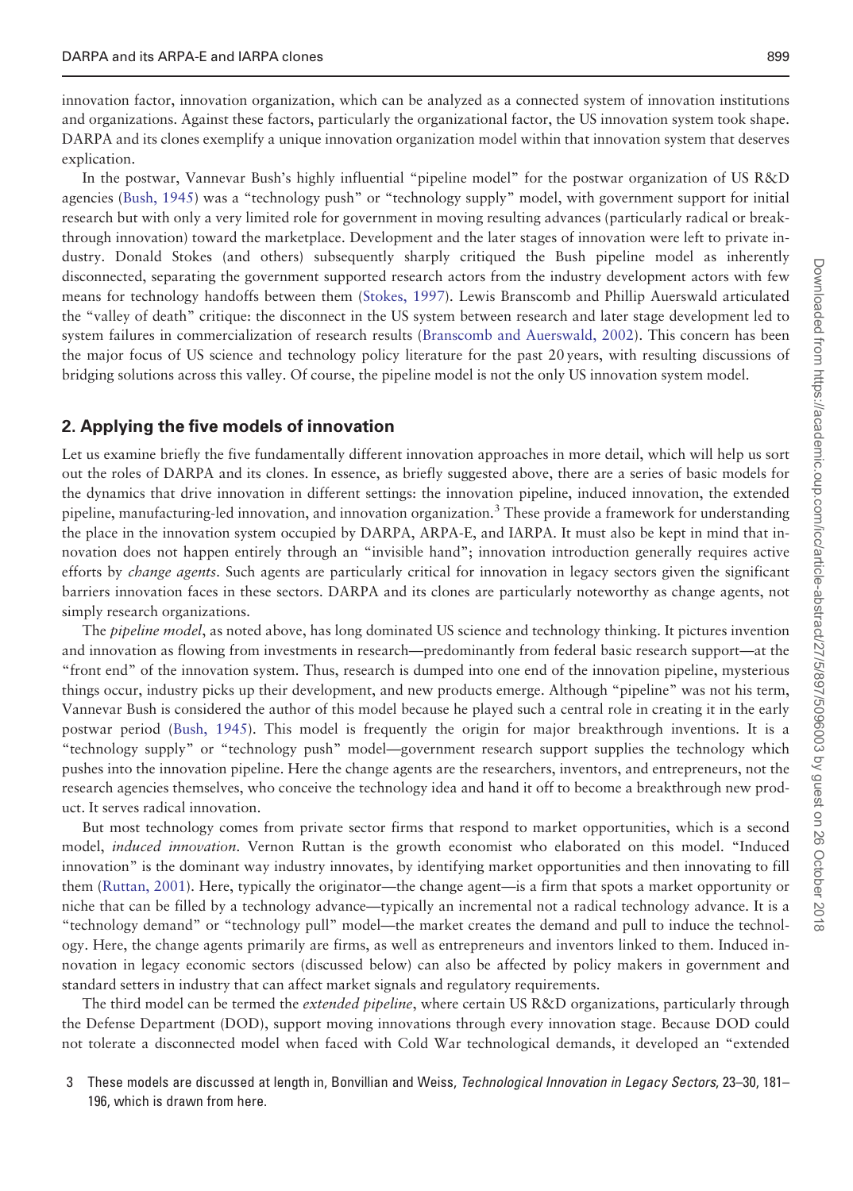innovation factor, innovation organization, which can be analyzed as a connected system of innovation institutions and organizations. Against these factors, particularly the organizational factor, the US innovation system took shape. DARPA and its clones exemplify a unique innovation organization model within that innovation system that deserves explication.

In the postwar, Vannevar Bush's highly influential "pipeline model" for the postwar organization of US R&D agencies (Bush, 1945) was a "technology push" or "technology supply" model, with government support for initial research but with only a very limited role for government in moving resulting advances (particularly radical or breakthrough innovation) toward the marketplace. Development and the later stages of innovation were left to private industry. Donald Stokes (and others) subsequently sharply critiqued the Bush pipeline model as inherently disconnected, separating the government supported research actors from the industry development actors with few means for technology handoffs between them (Stokes, 1997). Lewis Branscomb and Phillip Auerswald articulated the "valley of death" critique: the disconnect in the US system between research and later stage development led to system failures in commercialization of research results (Branscomb and Auerswald, 2002). This concern has been the major focus of US science and technology policy literature for the past 20 years, with resulting discussions of bridging solutions across this valley. Of course, the pipeline model is not the only US innovation system model.

## 2. Applying the five models of innovation

Let us examine briefly the five fundamentally different innovation approaches in more detail, which will help us sort out the roles of DARPA and its clones. In essence, as briefly suggested above, there are a series of basic models for the dynamics that drive innovation in different settings: the innovation pipeline, induced innovation, the extended pipeline, manufacturing-led innovation, and innovation organization.[3] These provide a framework for understanding the place in the innovation system occupied by DARPA, ARPA-E, and IARPA. It must also be kept in mind that innovation does not happen entirely through an "invisible hand"; innovation introduction generally requires active efforts by *change agents*. Such agents are particularly critical for innovation in legacy sectors given the significant barriers innovation faces in these sectors. DARPA and its clones are particularly noteworthy as change agents, not simply research organizations.

The *pipeline model*, as noted above, has long dominated US science and technology thinking. It pictures invention and innovation as flowing from investments in research—predominantly from federal basic research support—at the "front end" of the innovation system. Thus, research is dumped into one end of the innovation pipeline, mysterious things occur, industry picks up their development, and new products emerge. Although "pipeline" was not his term, Vannevar Bush is considered the author of this model because he played such a central role in creating it in the early postwar period (Bush, 1945). This model is frequently the origin for major breakthrough inventions. It is a "technology supply" or "technology push" model—government research support supplies the technology which pushes into the innovation pipeline. Here the change agents are the researchers, inventors, and entrepreneurs, not the research agencies themselves, who conceive the technology idea and hand it off to become a breakthrough new product. It serves radical innovation.

But most technology comes from private sector firms that respond to market opportunities, which is a second model, *induced innovation*. Vernon Ruttan is the growth economist who elaborated on this model. "Induced innovation" is the dominant way industry innovates, by identifying market opportunities and then innovating to fill them (Ruttan, 2001). Here, typically the originator—the change agent—is a firm that spots a market opportunity or niche that can be filled by a technology advance—typically an incremental not a radical technology advance. It is a "technology demand" or "technology pull" model—the market creates the demand and pull to induce the technology. Here, the change agents primarily are firms, as well as entrepreneurs and inventors linked to them. Induced innovation in legacy economic sectors (discussed below) can also be affected by policy makers in government and standard setters in industry that can affect market signals and regulatory requirements.

The third model can be termed the *extended pipeline*, where certain US R&D organizations, particularly through the Defense Department (DOD), support moving innovations through every innovation stage. Because DOD could not tolerate a disconnected model when faced with Cold War technological demands, it developed an "extended

3 These models are discussed at length in, Bonvillian and Weiss, *Technological Innovation in Legacy Sectors*, 23–30, 181–196, which is drawn from here.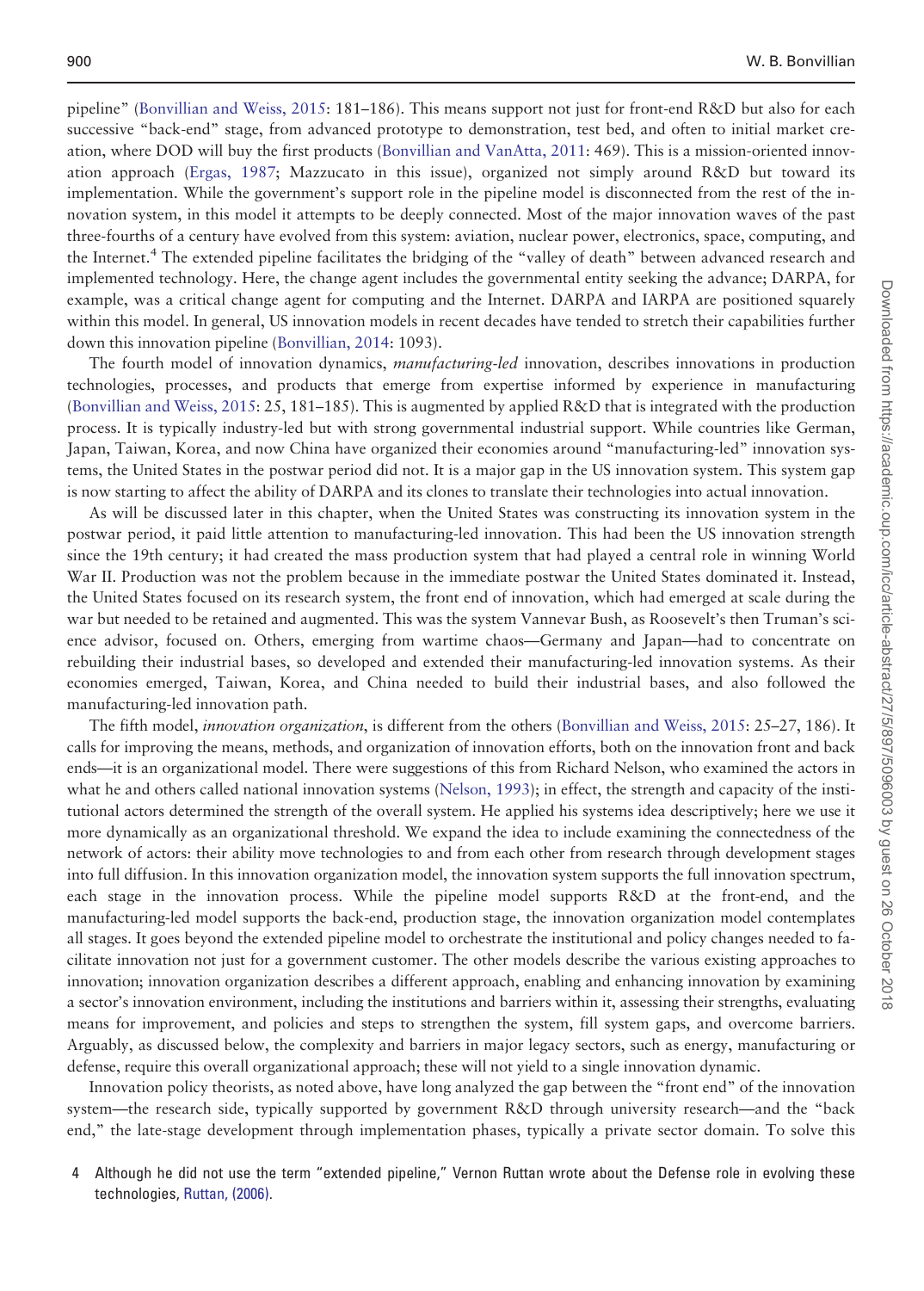pipeline" (Bonvillian and Weiss, 2015: 181–186). This means support not just for front-end R&D but also for each successive "back-end" stage, from advanced prototype to demonstration, test bed, and often to initial market creation, where DOD will buy the first products (Bonvillian and VanAtta, 2011: 469). This is a mission-oriented innovation approach (Ergas, 1987; Mazzucato in this issue), organized not simply around R&D but toward its implementation. While the government's support role in the pipeline model is disconnected from the rest of the innovation system, in this model it attempts to be deeply connected. Most of the major innovation waves of the past three-fourths of a century have evolved from this system: aviation, nuclear power, electronics, space, computing, and the Internet.[4] The extended pipeline facilitates the bridging of the "valley of death" between advanced research and implemented technology. Here, the change agent includes the governmental entity seeking the advance; DARPA, for example, was a critical change agent for computing and the Internet. DARPA and IARPA are positioned squarely within this model. In general, US innovation models in recent decades have tended to stretch their capabilities further down this innovation pipeline (Bonvillian, 2014: 1093).

The fourth model of innovation dynamics, *manufacturing-led* innovation, describes innovations in production technologies, processes, and products that emerge from expertise informed by experience in manufacturing (Bonvillian and Weiss, 2015: 25, 181–185). This is augmented by applied R&D that is integrated with the production process. It is typically industry-led but with strong governmental industrial support. While countries like German, Japan, Taiwan, Korea, and now China have organized their economies around "manufacturing-led" innovation systems, the United States in the postwar period did not. It is a major gap in the US innovation system. This system gap is now starting to affect the ability of DARPA and its clones to translate their technologies into actual innovation.

As will be discussed later in this chapter, when the United States was constructing its innovation system in the postwar period, it paid little attention to manufacturing-led innovation. This had been the US innovation strength since the 19th century; it had created the mass production system that had played a central role in winning World War II. Production was not the problem because in the immediate postwar the United States dominated it. Instead, the United States focused on its research system, the front end of innovation, which had emerged at scale during the war but needed to be retained and augmented. This was the system Vannevar Bush, as Roosevelt's then Truman's science advisor, focused on. Others, emerging from wartime chaos—Germany and Japan—had to concentrate on rebuilding their industrial bases, so developed and extended their manufacturing-led innovation systems. As their economies emerged, Taiwan, Korea, and China needed to build their industrial bases, and also followed the manufacturing-led innovation path.

The fifth model, *innovation organization*, is different from the others (Bonvillian and Weiss, 2015: 25–27, 186). It calls for improving the means, methods, and organization of innovation efforts, both on the innovation front and back ends—it is an organizational model. There were suggestions of this from Richard Nelson, who examined the actors in what he and others called national innovation systems (Nelson, 1993); in effect, the strength and capacity of the institutional actors determined the strength of the overall system. He applied his systems idea descriptively; here we use it more dynamically as an organizational threshold. We expand the idea to include examining the connectedness of the network of actors: their ability move technologies to and from each other from research through development stages into full diffusion. In this innovation organization model, the innovation system supports the full innovation spectrum, each stage in the innovation process. While the pipeline model supports R&D at the front-end, and the manufacturing-led model supports the back-end, production stage, the innovation organization model contemplates all stages. It goes beyond the extended pipeline model to orchestrate the institutional and policy changes needed to facilitate innovation not just for a government customer. The other models describe the various existing approaches to innovation; innovation organization describes a different approach, enabling and enhancing innovation by examining a sector's innovation environment, including the institutions and barriers within it, assessing their strengths, evaluating means for improvement, and policies and steps to strengthen the system, fill system gaps, and overcome barriers. Arguably, as discussed below, the complexity and barriers in major legacy sectors, such as energy, manufacturing or defense, require this overall organizational approach; these will not yield to a single innovation dynamic.

Innovation policy theorists, as noted above, have long analyzed the gap between the "front end" of the innovation system—the research side, typically supported by government R&D through university research—and the "back end," the late-stage development through implementation phases, typically a private sector domain. To solve this

4 Although he did not use the term "extended pipeline," Vernon Ruttan wrote about the Defense role in evolving these technologies, Ruttan, (2006).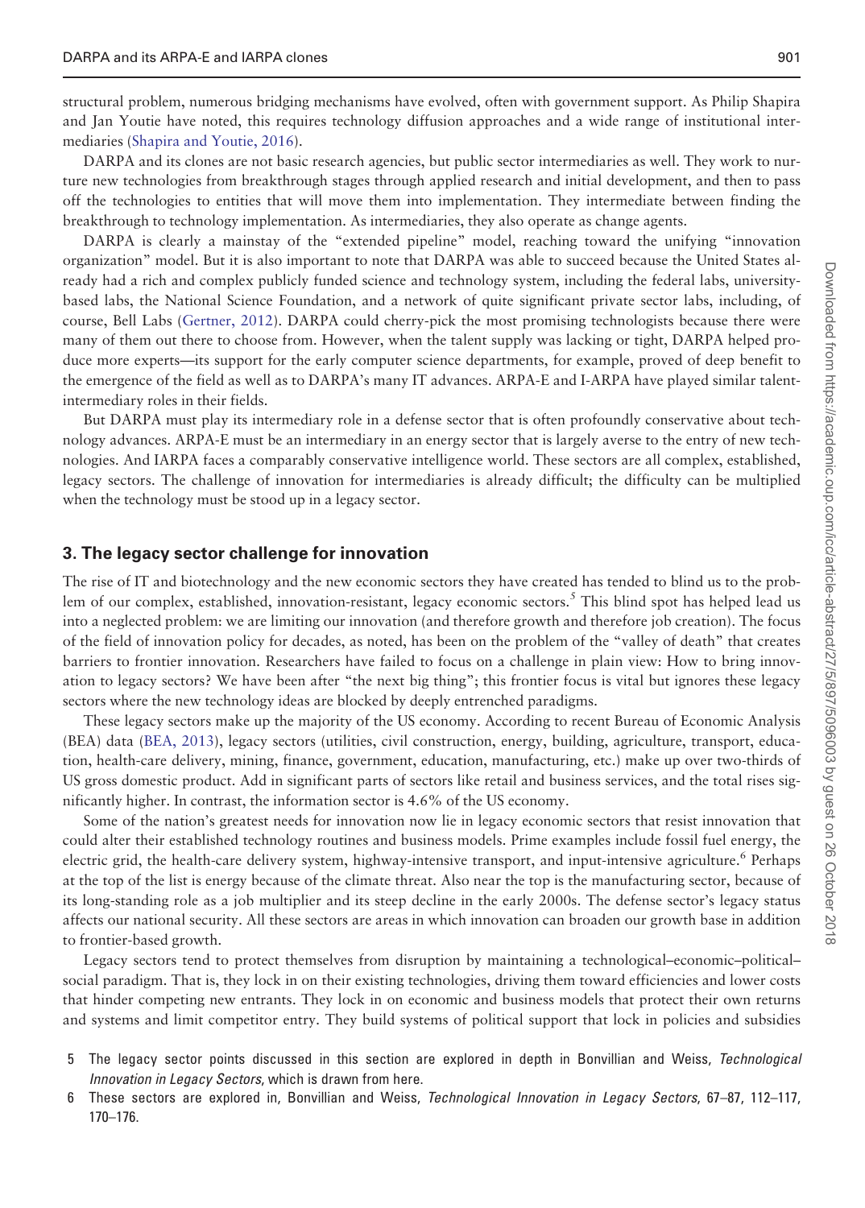structural problem, numerous bridging mechanisms have evolved, often with government support. As Philip Shapira and Jan Youtie have noted, this requires technology diffusion approaches and a wide range of institutional intermediaries (Shapira and Youtie, 2016).

DARPA and its clones are not basic research agencies, but public sector intermediaries as well. They work to nurture new technologies from breakthrough stages through applied research and initial development, and then to pass off the technologies to entities that will move them into implementation. They intermediate between finding the breakthrough to technology implementation. As intermediaries, they also operate as change agents.

DARPA is clearly a mainstay of the "extended pipeline" model, reaching toward the unifying "innovation organization" model. But it is also important to note that DARPA was able to succeed because the United States already had a rich and complex publicly funded science and technology system, including the federal labs, university-based labs, the National Science Foundation, and a network of quite significant private sector labs, including, of course, Bell Labs (Gertner, 2012). DARPA could cherry-pick the most promising technologists because there were many of them out there to choose from. However, when the talent supply was lacking or tight, DARPA helped produce more experts—its support for the early computer science departments, for example, proved of deep benefit to the emergence of the field as well as to DARPA's many IT advances. ARPA-E and I-ARPA have played similar talent-intermediary roles in their fields.

But DARPA must play its intermediary role in a defense sector that is often profoundly conservative about technology advances. ARPA-E must be an intermediary in an energy sector that is largely averse to the entry of new technologies. And IARPA faces a comparably conservative intelligence world. These sectors are all complex, established, legacy sectors. The challenge of innovation for intermediaries is already difficult; the difficulty can be multiplied when the technology must be stood up in a legacy sector.

## 3. The legacy sector challenge for innovation

The rise of IT and biotechnology and the new economic sectors they have created has tended to blind us to the problem of our complex, established, innovation-resistant, legacy economic sectors.[5] This blind spot has helped lead us into a neglected problem: we are limiting our innovation (and therefore growth and therefore job creation). The focus of the field of innovation policy for decades, as noted, has been on the problem of the "valley of death" that creates barriers to frontier innovation. Researchers have failed to focus on a challenge in plain view: How to bring innovation to legacy sectors? We have been after "the next big thing"; this frontier focus is vital but ignores these legacy sectors where the new technology ideas are blocked by deeply entrenched paradigms.

These legacy sectors make up the majority of the US economy. According to recent Bureau of Economic Analysis (BEA) data (BEA, 2013), legacy sectors (utilities, civil construction, energy, building, agriculture, transport, education, health-care delivery, mining, finance, government, education, manufacturing, etc.) make up over two-thirds of US gross domestic product. Add in significant parts of sectors like retail and business services, and the total rises significantly higher. In contrast, the information sector is 4.6% of the US economy.

Some of the nation's greatest needs for innovation now lie in legacy economic sectors that resist innovation that could alter their established technology routines and business models. Prime examples include fossil fuel energy, the electric grid, the health-care delivery system, highway-intensive transport, and input-intensive agriculture.[6] Perhaps at the top of the list is energy because of the climate threat. Also near the top is the manufacturing sector, because of its long-standing role as a job multiplier and its steep decline in the early 2000s. The defense sector's legacy status affects our national security. All these sectors are areas in which innovation can broaden our growth base in addition to frontier-based growth.

Legacy sectors tend to protect themselves from disruption by maintaining a technological–economic–political–social paradigm. That is, they lock in on their existing technologies, driving them toward efficiencies and lower costs that hinder competing new entrants. They lock in on economic and business models that protect their own returns and systems and limit competitor entry. They build systems of political support that lock in policies and subsidies

5 The legacy sector points discussed in this section are explored in depth in Bonvillian and Weiss, *Technological Innovation in Legacy Sectors*, which is drawn from here.

6 These sectors are explored in, Bonvillian and Weiss, *Technological Innovation in Legacy Sectors*, 67–87, 112–117, 170–176.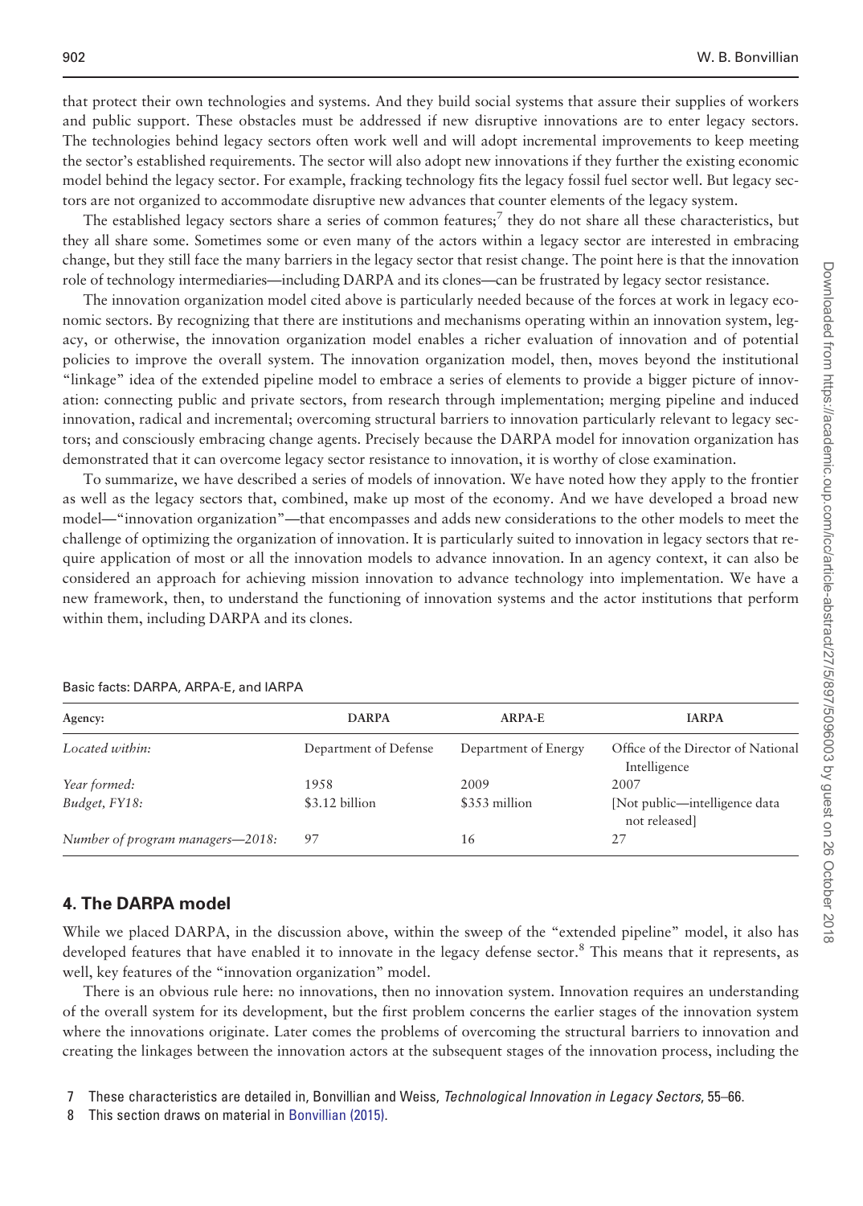that protect their own technologies and systems. And they build social systems that assure their supplies of workers and public support. These obstacles must be addressed if new disruptive innovations are to enter legacy sectors. The technologies behind legacy sectors often work well and will adopt incremental improvements to keep meeting the sector's established requirements. The sector will also adopt new innovations if they further the existing economic model behind the legacy sector. For example, fracking technology fits the legacy fossil fuel sector well. But legacy sectors are not organized to accommodate disruptive new advances that counter elements of the legacy system.

The established legacy sectors share a series of common features;[7] they do not share all these characteristics, but they all share some. Sometimes some or even many of the actors within a legacy sector are interested in embracing change, but they still face the many barriers in the legacy sector that resist change. The point here is that the innovation role of technology intermediaries—including DARPA and its clones—can be frustrated by legacy sector resistance.

The innovation organization model cited above is particularly needed because of the forces at work in legacy economic sectors. By recognizing that there are institutions and mechanisms operating within an innovation system, legacy, or otherwise, the innovation organization model enables a richer evaluation of innovation and of potential policies to improve the overall system. The innovation organization model, then, moves beyond the institutional "linkage" idea of the extended pipeline model to embrace a series of elements to provide a bigger picture of innovation: connecting public and private sectors, from research through implementation; merging pipeline and induced innovation, radical and incremental; overcoming structural barriers to innovation particularly relevant to legacy sectors; and consciously embracing change agents. Precisely because the DARPA model for innovation organization has demonstrated that it can overcome legacy sector resistance to innovation, it is worthy of close examination.

To summarize, we have described a series of models of innovation. We have noted how they apply to the frontier as well as the legacy sectors that, combined, make up most of the economy. And we have developed a broad new model—"innovation organization"—that encompasses and adds new considerations to the other models to meet the challenge of optimizing the organization of innovation. It is particularly suited to innovation in legacy sectors that require application of most or all the innovation models to advance innovation. In an agency context, it can also be considered an approach for achieving mission innovation to advance technology into implementation. We have a new framework, then, to understand the functioning of innovation systems and the actor institutions that perform within them, including DARPA and its clones.

Basic facts: DARPA, ARPA-E, and IARPA

| Agency: | DARPA | ARPA-E | IARPA |
|---|---|---|---|
| *Located within:* | Department of Defense | Department of Energy | Office of the Director of National Intelligence |
| *Year formed:* | 1958 | 2009 | 2007 |
| *Budget, FY18:* | $3.12 billion | $353 million | [Not public—intelligence data not released] |
| *Number of program managers—2018:* | 97 | 16 | 27 |

## 4. The DARPA model

While we placed DARPA, in the discussion above, within the sweep of the "extended pipeline" model, it also has developed features that have enabled it to innovate in the legacy defense sector.[8] This means that it represents, as well, key features of the "innovation organization" model.

There is an obvious rule here: no innovations, then no innovation system. Innovation requires an understanding of the overall system for its development, but the first problem concerns the earlier stages of the innovation system where the innovations originate. Later comes the problems of overcoming the structural barriers to innovation and creating the linkages between the innovation actors at the subsequent stages of the innovation process, including the

7 These characteristics are detailed in, Bonvillian and Weiss, *Technological Innovation in Legacy Sectors*, 55–66.

8 This section draws on material in Bonvillian (2015).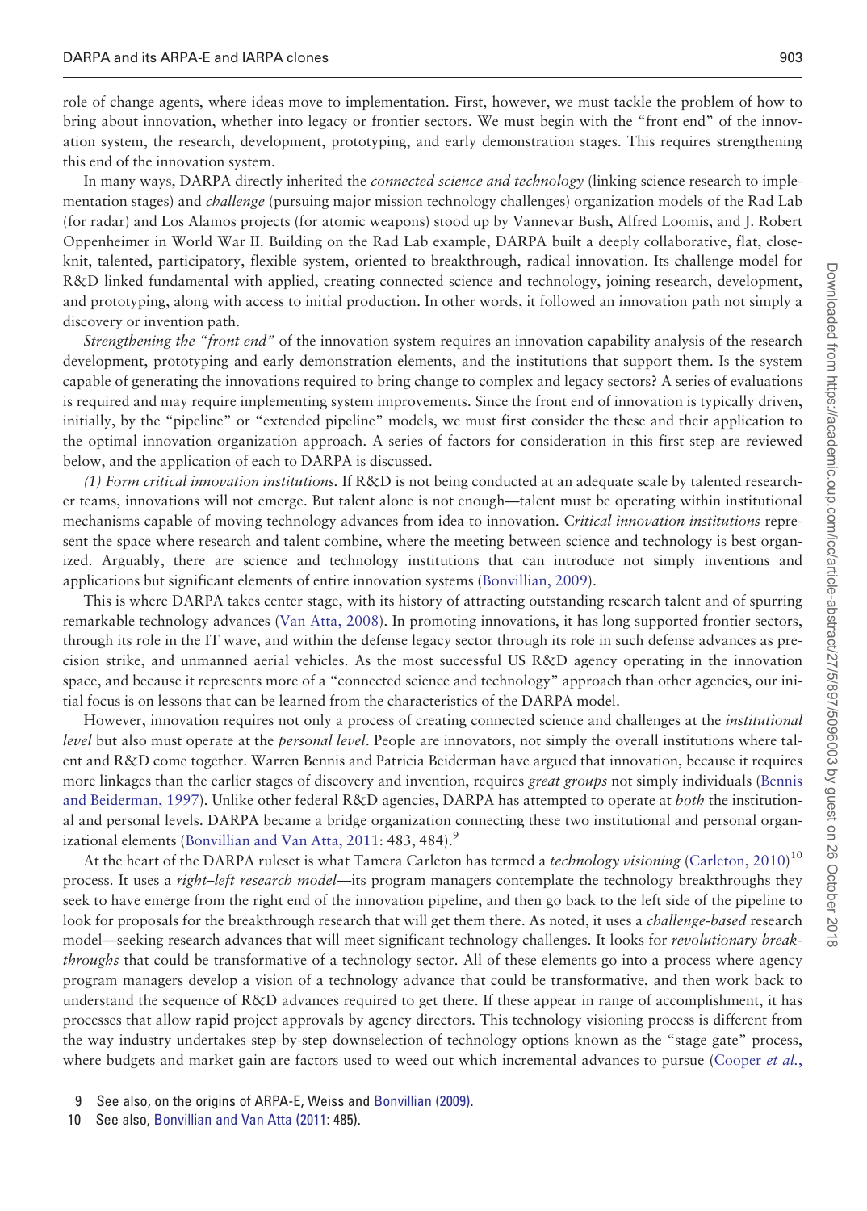role of change agents, where ideas move to implementation. First, however, we must tackle the problem of how to bring about innovation, whether into legacy or frontier sectors. We must begin with the "front end" of the innovation system, the research, development, prototyping, and early demonstration stages. This requires strengthening this end of the innovation system.

In many ways, DARPA directly inherited the *connected science and technology* (linking science research to implementation stages) and *challenge* (pursuing major mission technology challenges) organization models of the Rad Lab (for radar) and Los Alamos projects (for atomic weapons) stood up by Vannevar Bush, Alfred Loomis, and J. Robert Oppenheimer in World War II. Building on the Rad Lab example, DARPA built a deeply collaborative, flat, close-knit, talented, participatory, flexible system, oriented to breakthrough, radical innovation. Its challenge model for R&D linked fundamental with applied, creating connected science and technology, joining research, development, and prototyping, along with access to initial production. In other words, it followed an innovation path not simply a discovery or invention path.

*Strengthening the "front end"* of the innovation system requires an innovation capability analysis of the research development, prototyping and early demonstration elements, and the institutions that support them. Is the system capable of generating the innovations required to bring change to complex and legacy sectors? A series of evaluations is required and may require implementing system improvements. Since the front end of innovation is typically driven, initially, by the "pipeline" or "extended pipeline" models, we must first consider the these and their application to the optimal innovation organization approach. A series of factors for consideration in this first step are reviewed below, and the application of each to DARPA is discussed.

*(1) Form critical innovation institutions.* If R&D is not being conducted at an adequate scale by talented researcher teams, innovations will not emerge. But talent alone is not enough—talent must be operating within institutional mechanisms capable of moving technology advances from idea to innovation. C*ritical innovation institutions* represent the space where research and talent combine, where the meeting between science and technology is best organized. Arguably, there are science and technology institutions that can introduce not simply inventions and applications but significant elements of entire innovation systems (Bonvillian, 2009).

This is where DARPA takes center stage, with its history of attracting outstanding research talent and of spurring remarkable technology advances (Van Atta, 2008). In promoting innovations, it has long supported frontier sectors, through its role in the IT wave, and within the defense legacy sector through its role in such defense advances as precision strike, and unmanned aerial vehicles. As the most successful US R&D agency operating in the innovation space, and because it represents more of a "connected science and technology" approach than other agencies, our initial focus is on lessons that can be learned from the characteristics of the DARPA model.

However, innovation requires not only a process of creating connected science and challenges at the *institutional level* but also must operate at the *personal level*. People are innovators, not simply the overall institutions where talent and R&D come together. Warren Bennis and Patricia Beiderman have argued that innovation, because it requires more linkages than the earlier stages of discovery and invention, requires *great groups* not simply individuals (Bennis and Beiderman, 1997). Unlike other federal R&D agencies, DARPA has attempted to operate at *both* the institutional and personal levels. DARPA became a bridge organization connecting these two institutional and personal organizational elements (Bonvillian and Van Atta, 2011: 483, 484).[9]

At the heart of the DARPA ruleset is what Tamera Carleton has termed a *technology visioning* (Carleton, 2010)[10] process. It uses a *right–left research model*—its program managers contemplate the technology breakthroughs they seek to have emerge from the right end of the innovation pipeline, and then go back to the left side of the pipeline to look for proposals for the breakthrough research that will get them there. As noted, it uses a *challenge-based* research model—seeking research advances that will meet significant technology challenges. It looks for *revolutionary breakthroughs* that could be transformative of a technology sector. All of these elements go into a process where agency program managers develop a vision of a technology advance that could be transformative, and then work back to understand the sequence of R&D advances required to get there. If these appear in range of accomplishment, it has processes that allow rapid project approvals by agency directors. This technology visioning process is different from the way industry undertakes step-by-step downselection of technology options known as the "stage gate" process, where budgets and market gain are factors used to weed out which incremental advances to pursue (Cooper *et al.*,

9 See also, on the origins of ARPA-E, Weiss and Bonvillian (2009).

10 See also, Bonvillian and Van Atta (2011: 485).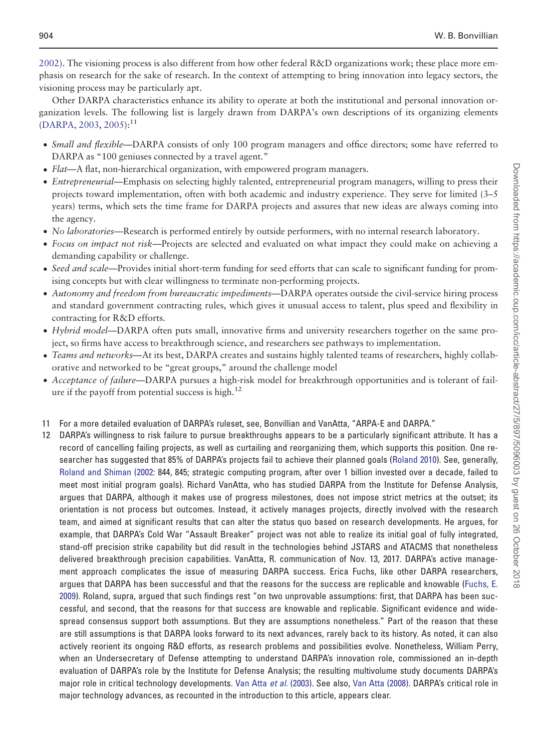2002). The visioning process is also different from how other federal R&D organizations work; these place more emphasis on research for the sake of research. In the context of attempting to bring innovation into legacy sectors, the visioning process may be particularly apt.

Other DARPA characteristics enhance its ability to operate at both the institutional and personal innovation organization levels. The following list is largely drawn from DARPA's own descriptions of its organizing elements (DARPA, 2003, 2005):[11]

- *Small and flexible*—DARPA consists of only 100 program managers and office directors; some have referred to DARPA as "100 geniuses connected by a travel agent."
- *Flat*—A flat, non-hierarchical organization, with empowered program managers.
- *Entrepreneurial*—Emphasis on selecting highly talented, entrepreneurial program managers, willing to press their projects toward implementation, often with both academic and industry experience. They serve for limited (3–5 years) terms, which sets the time frame for DARPA projects and assures that new ideas are always coming into the agency.
- *No laboratories*—Research is performed entirely by outside performers, with no internal research laboratory.
- *Focus on impact not risk*—Projects are selected and evaluated on what impact they could make on achieving a demanding capability or challenge.
- *Seed and scale*—Provides initial short-term funding for seed efforts that can scale to significant funding for promising concepts but with clear willingness to terminate non-performing projects.
- *Autonomy and freedom from bureaucratic impediments*—DARPA operates outside the civil-service hiring process and standard government contracting rules, which gives it unusual access to talent, plus speed and flexibility in contracting for R&D efforts.
- *Hybrid model*—DARPA often puts small, innovative firms and university researchers together on the same project, so firms have access to breakthrough science, and researchers see pathways to implementation.
- *Teams and networks*—At its best, DARPA creates and sustains highly talented teams of researchers, highly collaborative and networked to be "great groups," around the challenge model
- *Acceptance of failure*—DARPA pursues a high-risk model for breakthrough opportunities and is tolerant of failure if the payoff from potential success is high.[12]

11 For a more detailed evaluation of DARPA's ruleset, see, Bonvillian and VanAtta, "ARPA-E and DARPA."

12 DARPA's willingness to risk failure to pursue breakthroughs appears to be a particularly significant attribute. It has a record of cancelling failing projects, as well as curtailing and reorganizing them, which supports this position. One researcher has suggested that 85% of DARPA's projects fail to achieve their planned goals (Roland 2010). See, generally, Roland and Shiman (2002: 844, 845; strategic computing program, after over 1 billion invested over a decade, failed to meet most initial program goals). Richard VanAtta, who has studied DARPA from the Institute for Defense Analysis, argues that DARPA, although it makes use of progress milestones, does not impose strict metrics at the outset; its orientation is not process but outcomes. Instead, it actively manages projects, directly involved with the research team, and aimed at significant results that can alter the status quo based on research developments. He argues, for example, that DARPA's Cold War "Assault Breaker" project was not able to realize its initial goal of fully integrated, stand-off precision strike capability but did result in the technologies behind JSTARS and ATACMS that nonetheless delivered breakthrough precision capabilities. VanAtta, R. communication of Nov. 13, 2017. DARPA's active management approach complicates the issue of measuring DARPA success. Erica Fuchs, like other DARPA researchers, argues that DARPA has been successful and that the reasons for the success are replicable and knowable (Fuchs, E. 2009). Roland, supra, argued that such findings rest "on two unprovable assumptions: first, that DARPA has been successful, and second, that the reasons for that success are knowable and replicable. Significant evidence and widespread consensus support both assumptions. But they are assumptions nonetheless." Part of the reason that these are still assumptions is that DARPA looks forward to its next advances, rarely back to its history. As noted, it can also actively reorient its ongoing R&D efforts, as research problems and possibilities evolve. Nonetheless, William Perry, when an Undersecretary of Defense attempting to understand DARPA's innovation role, commissioned an in-depth evaluation of DARPA's role by the Institute for Defense Analysis; the resulting multivolume study documents DARPA's major role in critical technology developments. Van Atta *et al.* (2003). See also, Van Atta (2008). DARPA's critical role in major technology advances, as recounted in the introduction to this article, appears clear.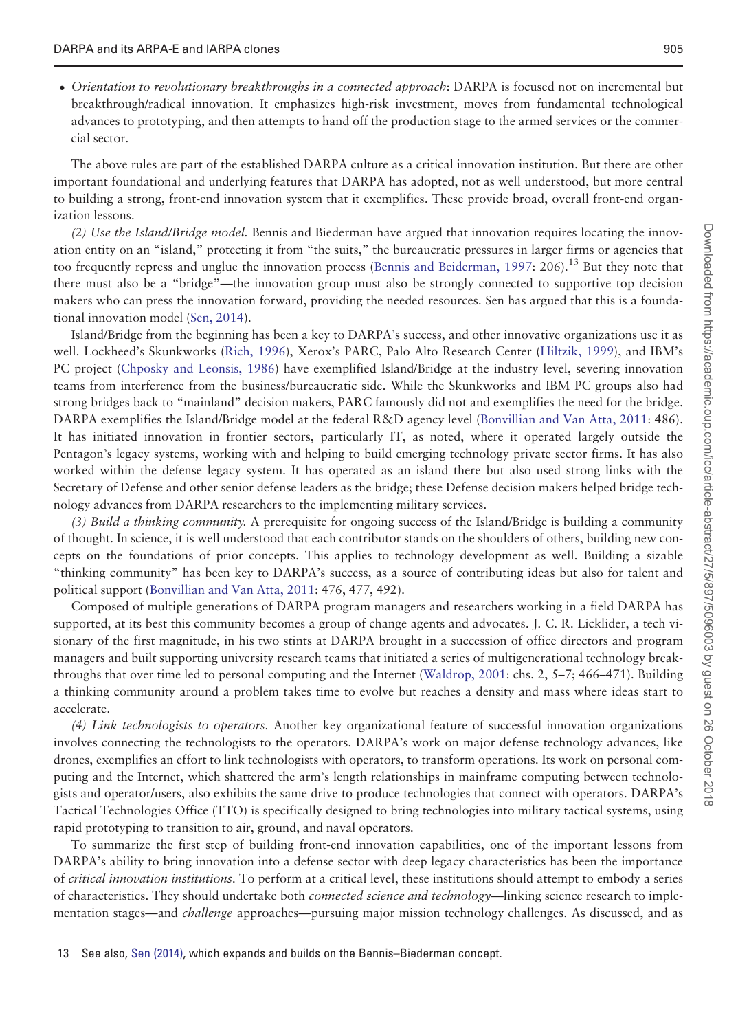- *Orientation to revolutionary breakthroughs in a connected approach*: DARPA is focused not on incremental but breakthrough/radical innovation. It emphasizes high-risk investment, moves from fundamental technological advances to prototyping, and then attempts to hand off the production stage to the armed services or the commercial sector.

The above rules are part of the established DARPA culture as a critical innovation institution. But there are other important foundational and underlying features that DARPA has adopted, not as well understood, but more central to building a strong, front-end innovation system that it exemplifies. These provide broad, overall front-end organization lessons.

*(2) Use the Island/Bridge model.* Bennis and Biederman have argued that innovation requires locating the innovation entity on an "island," protecting it from "the suits," the bureaucratic pressures in larger firms or agencies that too frequently repress and unglue the innovation process (Bennis and Beiderman, 1997: 206).[13] But they note that there must also be a "bridge"—the innovation group must also be strongly connected to supportive top decision makers who can press the innovation forward, providing the needed resources. Sen has argued that this is a foundational innovation model (Sen, 2014).

Island/Bridge from the beginning has been a key to DARPA's success, and other innovative organizations use it as well. Lockheed's Skunkworks (Rich, 1996), Xerox's PARC, Palo Alto Research Center (Hiltzik, 1999), and IBM's PC project (Chposky and Leonsis, 1986) have exemplified Island/Bridge at the industry level, severing innovation teams from interference from the business/bureaucratic side. While the Skunkworks and IBM PC groups also had strong bridges back to "mainland" decision makers, PARC famously did not and exemplifies the need for the bridge. DARPA exemplifies the Island/Bridge model at the federal R&D agency level (Bonvillian and Van Atta, 2011: 486). It has initiated innovation in frontier sectors, particularly IT, as noted, where it operated largely outside the Pentagon's legacy systems, working with and helping to build emerging technology private sector firms. It has also worked within the defense legacy system. It has operated as an island there but also used strong links with the Secretary of Defense and other senior defense leaders as the bridge; these Defense decision makers helped bridge technology advances from DARPA researchers to the implementing military services.

*(3) Build a thinking community.* A prerequisite for ongoing success of the Island/Bridge is building a community of thought. In science, it is well understood that each contributor stands on the shoulders of others, building new concepts on the foundations of prior concepts. This applies to technology development as well. Building a sizable "thinking community" has been key to DARPA's success, as a source of contributing ideas but also for talent and political support (Bonvillian and Van Atta, 2011: 476, 477, 492).

Composed of multiple generations of DARPA program managers and researchers working in a field DARPA has supported, at its best this community becomes a group of change agents and advocates. J. C. R. Licklider, a tech visionary of the first magnitude, in his two stints at DARPA brought in a succession of office directors and program managers and built supporting university research teams that initiated a series of multigenerational technology breakthroughs that over time led to personal computing and the Internet (Waldrop, 2001: chs. 2, 5–7; 466–471). Building a thinking community around a problem takes time to evolve but reaches a density and mass where ideas start to accelerate.

*(4) Link technologists to operators.* Another key organizational feature of successful innovation organizations involves connecting the technologists to the operators. DARPA's work on major defense technology advances, like drones, exemplifies an effort to link technologists with operators, to transform operations. Its work on personal computing and the Internet, which shattered the arm's length relationships in mainframe computing between technologists and operator/users, also exhibits the same drive to produce technologies that connect with operators. DARPA's Tactical Technologies Office (TTO) is specifically designed to bring technologies into military tactical systems, using rapid prototyping to transition to air, ground, and naval operators.

To summarize the first step of building front-end innovation capabilities, one of the important lessons from DARPA's ability to bring innovation into a defense sector with deep legacy characteristics has been the importance of *critical innovation institutions*. To perform at a critical level, these institutions should attempt to embody a series of characteristics. They should undertake both *connected science and technology*—linking science research to implementation stages—and *challenge* approaches—pursuing major mission technology challenges. As discussed, and as

13 See also, Sen (2014), which expands and builds on the Bennis–Biederman concept.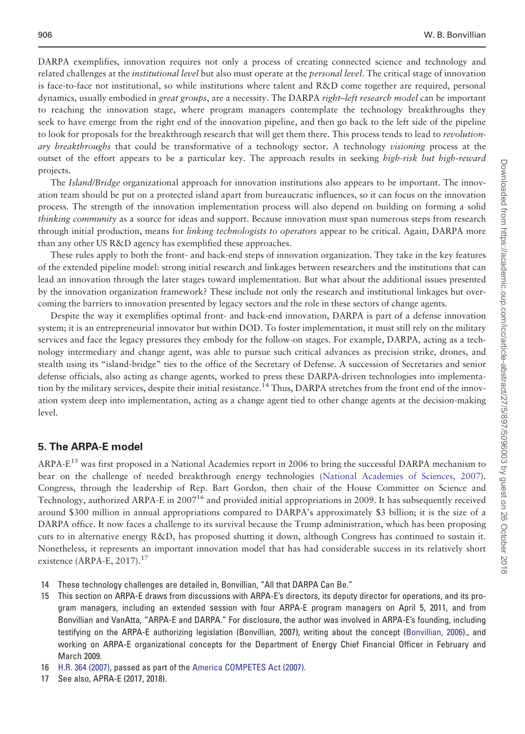DARPA exemplifies, innovation requires not only a process of creating connected science and technology and related challenges at the *institutional level* but also must operate at the *personal level*. The critical stage of innovation is face-to-face not institutional, so while institutions where talent and R&D come together are required, personal dynamics, usually embodied in *great groups*, are a necessity. The DARPA *right–left research model* can be important to reaching the innovation stage, where program managers contemplate the technology breakthroughs they seek to have emerge from the right end of the innovation pipeline, and then go back to the left side of the pipeline to look for proposals for the breakthrough research that will get them there. This process tends to lead to *revolutionary breakthroughs* that could be transformative of a technology sector. A technology *visioning* process at the outset of the effort appears to be a particular key. The approach results in seeking *high-risk but high-reward* projects.

The *Island/Bridge* organizational approach for innovation institutions also appears to be important. The innovation team should be put on a protected island apart from bureaucratic influences, so it can focus on the innovation process. The strength of the innovation implementation process will also depend on building on forming a solid *thinking community* as a source for ideas and support. Because innovation must span numerous steps from research through initial production, means for *linking technologists to operators* appear to be critical. Again, DARPA more than any other US R&D agency has exemplified these approaches.

These rules apply to both the front- and back-end steps of innovation organization. They take in the key features of the extended pipeline model: strong initial research and linkages between researchers and the institutions that can lead an innovation through the later stages toward implementation. But what about the additional issues presented by the innovation organization framework? These include not only the research and institutional linkages but overcoming the barriers to innovation presented by legacy sectors and the role in these sectors of change agents.

Despite the way it exemplifies optimal front- and back-end innovation, DARPA is part of a defense innovation system; it is an entrepreneurial innovator but within DOD. To foster implementation, it must still rely on the military services and face the legacy pressures they embody for the follow-on stages. For example, DARPA, acting as a technology intermediary and change agent, was able to pursue such critical advances as precision strike, drones, and stealth using its "island-bridge" ties to the office of the Secretary of Defense. A succession of Secretaries and senior defense officials, also acting as change agents, worked to press these DARPA-driven technologies into implementation by the military services, despite their initial resistance.[14] Thus, DARPA stretches from the front end of the innovation system deep into implementation, acting as a change agent tied to other change agents at the decision-making level.

## 5. The ARPA-E model

ARPA-E[15] was first proposed in a National Academies report in 2006 to bring the successful DARPA mechanism to bear on the challenge of needed breakthrough energy technologies (National Academies of Sciences, 2007). Congress, through the leadership of Rep. Bart Gordon, then chair of the House Committee on Science and Technology, authorized ARPA-E in 2007[16] and provided initial appropriations in 2009. It has subsequently received around $300 million in annual appropriations compared to DARPA's approximately $3 billion; it is the size of a DARPA office. It now faces a challenge to its survival because the Trump administration, which has been proposing cuts to in alternative energy R&D, has proposed shutting it down, although Congress has continued to sustain it. Nonetheless, it represents an important innovation model that has had considerable success in its relatively short existence (ARPA-E, 2017).[17]

14 These technology challenges are detailed in, Bonvillian, "All that DARPA Can Be."

15 This section on ARPA-E draws from discussions with ARPA-E's directors, its deputy director for operations, and its program managers, including an extended session with four ARPA-E program managers on April 5, 2011, and from Bonvillian and VanAtta, "ARPA-E and DARPA." For disclosure, the author was involved in ARPA-E's founding, including testifying on the ARPA-E authorizing legislation (Bonvillian, 2007), writing about the concept (Bonvillian, 2006)., and working on ARPA-E organizational concepts for the Department of Energy Chief Financial Officer in February and March 2009.

16 H.R. 364 (2007), passed as part of the America COMPETES Act (2007).

17 See also, APRA-E (2017, 2018).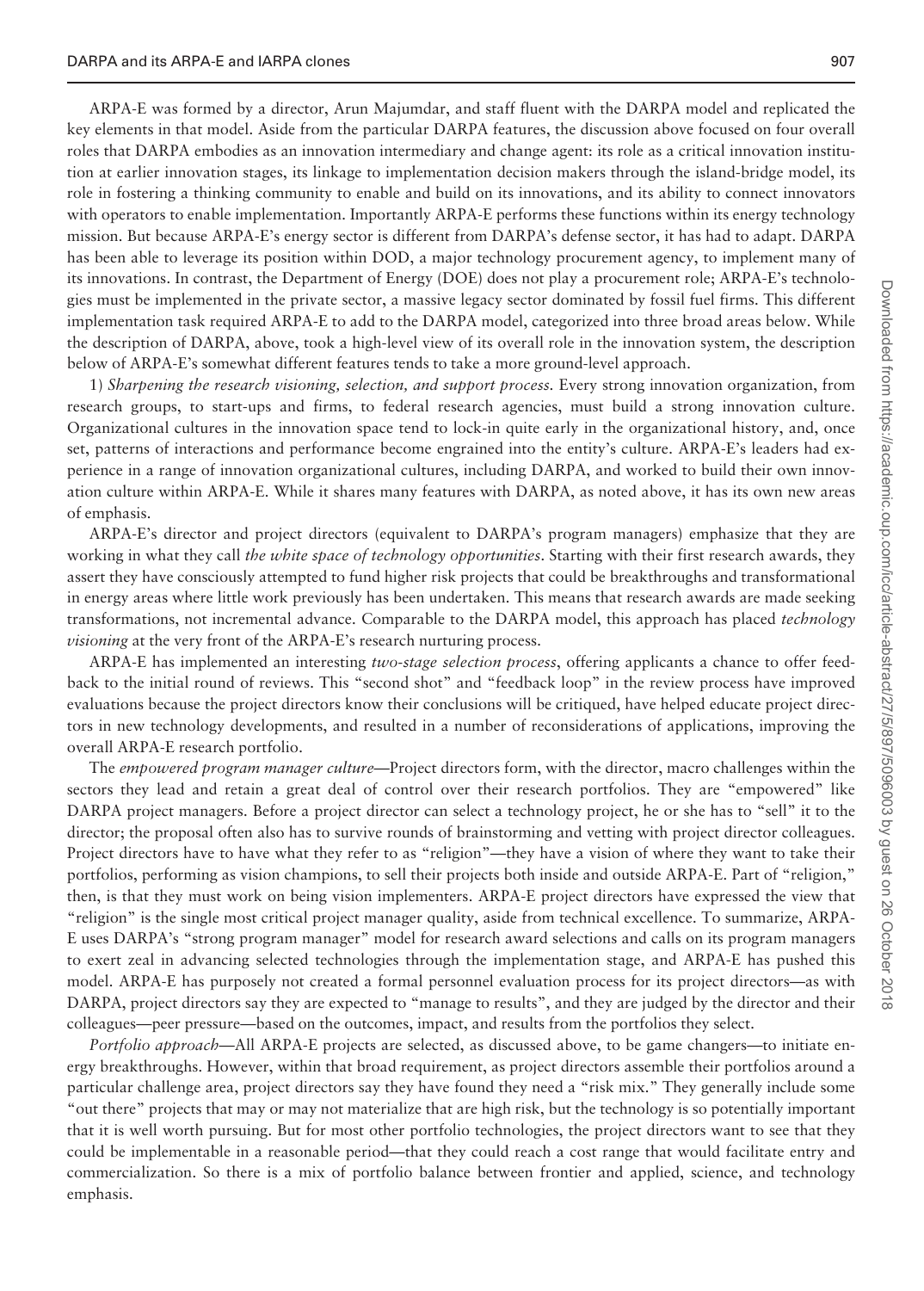ARPA-E was formed by a director, Arun Majumdar, and staff fluent with the DARPA model and replicated the key elements in that model. Aside from the particular DARPA features, the discussion above focused on four overall roles that DARPA embodies as an innovation intermediary and change agent: its role as a critical innovation institution at earlier innovation stages, its linkage to implementation decision makers through the island-bridge model, its role in fostering a thinking community to enable and build on its innovations, and its ability to connect innovators with operators to enable implementation. Importantly ARPA-E performs these functions within its energy technology mission. But because ARPA-E's energy sector is different from DARPA's defense sector, it has had to adapt. DARPA has been able to leverage its position within DOD, a major technology procurement agency, to implement many of its innovations. In contrast, the Department of Energy (DOE) does not play a procurement role; ARPA-E's technologies must be implemented in the private sector, a massive legacy sector dominated by fossil fuel firms. This different implementation task required ARPA-E to add to the DARPA model, categorized into three broad areas below. While the description of DARPA, above, took a high-level view of its overall role in the innovation system, the description below of ARPA-E's somewhat different features tends to take a more ground-level approach.

1) *Sharpening the research visioning, selection, and support process.* Every strong innovation organization, from research groups, to start-ups and firms, to federal research agencies, must build a strong innovation culture. Organizational cultures in the innovation space tend to lock-in quite early in the organizational history, and, once set, patterns of interactions and performance become engrained into the entity's culture. ARPA-E's leaders had experience in a range of innovation organizational cultures, including DARPA, and worked to build their own innovation culture within ARPA-E. While it shares many features with DARPA, as noted above, it has its own new areas of emphasis.

ARPA-E's director and project directors (equivalent to DARPA's program managers) emphasize that they are working in what they call *the white space of technology opportunities*. Starting with their first research awards, they assert they have consciously attempted to fund higher risk projects that could be breakthroughs and transformational in energy areas where little work previously has been undertaken. This means that research awards are made seeking transformations, not incremental advance. Comparable to the DARPA model, this approach has placed *technology visioning* at the very front of the ARPA-E's research nurturing process.

ARPA-E has implemented an interesting *two-stage selection process*, offering applicants a chance to offer feedback to the initial round of reviews. This "second shot" and "feedback loop" in the review process have improved evaluations because the project directors know their conclusions will be critiqued, have helped educate project directors in new technology developments, and resulted in a number of reconsiderations of applications, improving the overall ARPA-E research portfolio.

The *empowered program manager culture*—Project directors form, with the director, macro challenges within the sectors they lead and retain a great deal of control over their research portfolios. They are "empowered" like DARPA project managers. Before a project director can select a technology project, he or she has to "sell" it to the director; the proposal often also has to survive rounds of brainstorming and vetting with project director colleagues. Project directors have to have what they refer to as "religion"—they have a vision of where they want to take their portfolios, performing as vision champions, to sell their projects both inside and outside ARPA-E. Part of "religion," then, is that they must work on being vision implementers. ARPA-E project directors have expressed the view that "religion" is the single most critical project manager quality, aside from technical excellence. To summarize, ARPA-E uses DARPA's "strong program manager" model for research award selections and calls on its program managers to exert zeal in advancing selected technologies through the implementation stage, and ARPA-E has pushed this model. ARPA-E has purposely not created a formal personnel evaluation process for its project directors—as with DARPA, project directors say they are expected to "manage to results", and they are judged by the director and their colleagues—peer pressure—based on the outcomes, impact, and results from the portfolios they select.

*Portfolio approach*—All ARPA-E projects are selected, as discussed above, to be game changers—to initiate energy breakthroughs. However, within that broad requirement, as project directors assemble their portfolios around a particular challenge area, project directors say they have found they need a "risk mix." They generally include some "out there" projects that may or may not materialize that are high risk, but the technology is so potentially important that it is well worth pursuing. But for most other portfolio technologies, the project directors want to see that they could be implementable in a reasonable period—that they could reach a cost range that would facilitate entry and commercialization. So there is a mix of portfolio balance between frontier and applied, science, and technology emphasis.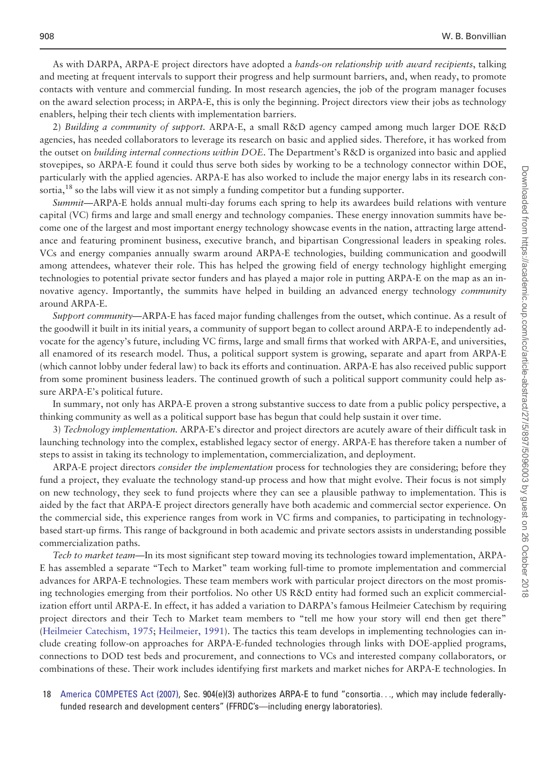As with DARPA, ARPA-E project directors have adopted a *hands-on relationship with award recipients*, talking and meeting at frequent intervals to support their progress and help surmount barriers, and, when ready, to promote contacts with venture and commercial funding. In most research agencies, the job of the program manager focuses on the award selection process; in ARPA-E, this is only the beginning. Project directors view their jobs as technology enablers, helping their tech clients with implementation barriers.

2) *Building a community of support.* ARPA-E, a small R&D agency camped among much larger DOE R&D agencies, has needed collaborators to leverage its research on basic and applied sides. Therefore, it has worked from the outset on *building internal connections within DOE*. The Department's R&D is organized into basic and applied stovepipes, so ARPA-E found it could thus serve both sides by working to be a technology connector within DOE, particularly with the applied agencies. ARPA-E has also worked to include the major energy labs in its research consortia,[18] so the labs will view it as not simply a funding competitor but a funding supporter.

*Summit*—ARPA-E holds annual multi-day forums each spring to help its awardees build relations with venture capital (VC) firms and large and small energy and technology companies. These energy innovation summits have become one of the largest and most important energy technology showcase events in the nation, attracting large attendance and featuring prominent business, executive branch, and bipartisan Congressional leaders in speaking roles. VCs and energy companies annually swarm around ARPA-E technologies, building communication and goodwill among attendees, whatever their role. This has helped the growing field of energy technology highlight emerging technologies to potential private sector funders and has played a major role in putting ARPA-E on the map as an innovative agency. Importantly, the summits have helped in building an advanced energy technology *community* around ARPA-E.

*Support community*—ARPA-E has faced major funding challenges from the outset, which continue. As a result of the goodwill it built in its initial years, a community of support began to collect around ARPA-E to independently advocate for the agency's future, including VC firms, large and small firms that worked with ARPA-E, and universities, all enamored of its research model. Thus, a political support system is growing, separate and apart from ARPA-E (which cannot lobby under federal law) to back its efforts and continuation. ARPA-E has also received public support from some prominent business leaders. The continued growth of such a political support community could help assure ARPA-E's political future.

In summary, not only has ARPA-E proven a strong substantive success to date from a public policy perspective, a thinking community as well as a political support base has begun that could help sustain it over time.

3) *Technology implementation.* ARPA-E's director and project directors are acutely aware of their difficult task in launching technology into the complex, established legacy sector of energy. ARPA-E has therefore taken a number of steps to assist in taking its technology to implementation, commercialization, and deployment.

ARPA-E project directors *consider the implementation* process for technologies they are considering; before they fund a project, they evaluate the technology stand-up process and how that might evolve. Their focus is not simply on new technology, they seek to fund projects where they can see a plausible pathway to implementation. This is aided by the fact that ARPA-E project directors generally have both academic and commercial sector experience. On the commercial side, this experience ranges from work in VC firms and companies, to participating in technology-based start-up firms. This range of background in both academic and private sectors assists in understanding possible commercialization paths.

*Tech to market team*—In its most significant step toward moving its technologies toward implementation, ARPA-E has assembled a separate "Tech to Market" team working full-time to promote implementation and commercial advances for ARPA-E technologies. These team members work with particular project directors on the most promising technologies emerging from their portfolios. No other US R&D entity had formed such an explicit commercialization effort until ARPA-E. In effect, it has added a variation to DARPA's famous Heilmeier Catechism by requiring project directors and their Tech to Market team members to "tell me how your story will end then get there" (Heilmeier Catechism, 1975; Heilmeier, 1991). The tactics this team develops in implementing technologies can include creating follow-on approaches for ARPA-E-funded technologies through links with DOE-applied programs, connections to DOD test beds and procurement, and connections to VCs and interested company collaborators, or combinations of these. Their work includes identifying first markets and market niches for ARPA-E technologies. In

18 America COMPETES Act (2007), Sec. 904(e)(3) authorizes ARPA-E to fund "consortia…, which may include federally-funded research and development centers" (FFRDC's—including energy laboratories).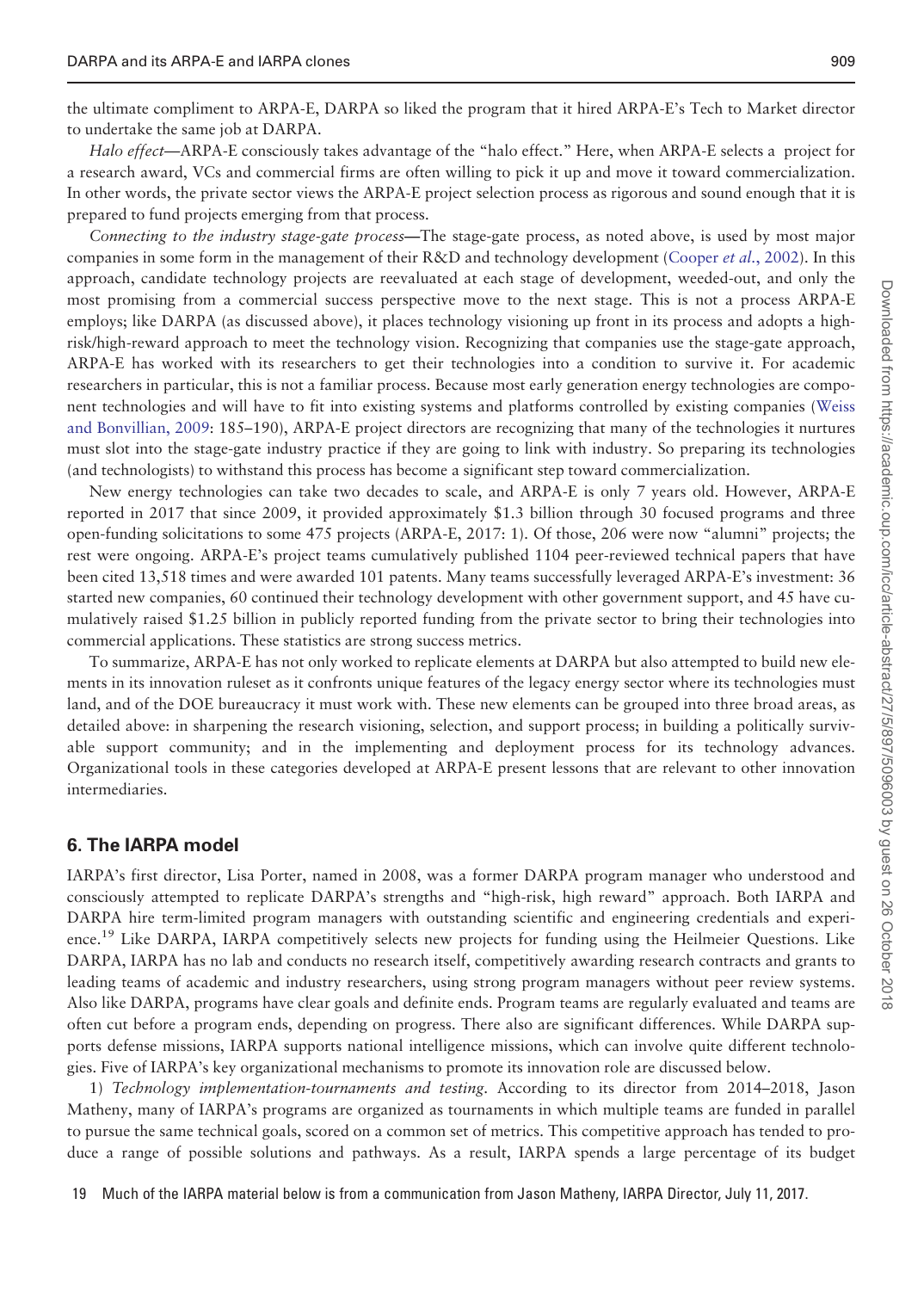the ultimate compliment to ARPA-E, DARPA so liked the program that it hired ARPA-E's Tech to Market director to undertake the same job at DARPA.

*Halo effect*—ARPA-E consciously takes advantage of the "halo effect." Here, when ARPA-E selects a project for a research award, VCs and commercial firms are often willing to pick it up and move it toward commercialization. In other words, the private sector views the ARPA-E project selection process as rigorous and sound enough that it is prepared to fund projects emerging from that process.

*Connecting to the industry stage-gate process*—The stage-gate process, as noted above, is used by most major companies in some form in the management of their R&D and technology development (Cooper *et al*., 2002). In this approach, candidate technology projects are reevaluated at each stage of development, weeded-out, and only the most promising from a commercial success perspective move to the next stage. This is not a process ARPA-E employs; like DARPA (as discussed above), it places technology visioning up front in its process and adopts a high-risk/high-reward approach to meet the technology vision. Recognizing that companies use the stage-gate approach, ARPA-E has worked with its researchers to get their technologies into a condition to survive it. For academic researchers in particular, this is not a familiar process. Because most early generation energy technologies are component technologies and will have to fit into existing systems and platforms controlled by existing companies (Weiss and Bonvillian, 2009: 185–190), ARPA-E project directors are recognizing that many of the technologies it nurtures must slot into the stage-gate industry practice if they are going to link with industry. So preparing its technologies (and technologists) to withstand this process has become a significant step toward commercialization.

New energy technologies can take two decades to scale, and ARPA-E is only 7 years old. However, ARPA-E reported in 2017 that since 2009, it provided approximately $1.3 billion through 30 focused programs and three open-funding solicitations to some 475 projects (ARPA-E, 2017: 1). Of those, 206 were now "alumni" projects; the rest were ongoing. ARPA-E's project teams cumulatively published 1104 peer-reviewed technical papers that have been cited 13,518 times and were awarded 101 patents. Many teams successfully leveraged ARPA-E's investment: 36 started new companies, 60 continued their technology development with other government support, and 45 have cumulatively raised $1.25 billion in publicly reported funding from the private sector to bring their technologies into commercial applications. These statistics are strong success metrics.

To summarize, ARPA-E has not only worked to replicate elements at DARPA but also attempted to build new elements in its innovation ruleset as it confronts unique features of the legacy energy sector where its technologies must land, and of the DOE bureaucracy it must work with. These new elements can be grouped into three broad areas, as detailed above: in sharpening the research visioning, selection, and support process; in building a politically survivable support community; and in the implementing and deployment process for its technology advances. Organizational tools in these categories developed at ARPA-E present lessons that are relevant to other innovation intermediaries.

## 6. The IARPA model

IARPA's first director, Lisa Porter, named in 2008, was a former DARPA program manager who understood and consciously attempted to replicate DARPA's strengths and "high-risk, high reward" approach. Both IARPA and DARPA hire term-limited program managers with outstanding scientific and engineering credentials and experience.[19] Like DARPA, IARPA competitively selects new projects for funding using the Heilmeier Questions. Like DARPA, IARPA has no lab and conducts no research itself, competitively awarding research contracts and grants to leading teams of academic and industry researchers, using strong program managers without peer review systems. Also like DARPA, programs have clear goals and definite ends. Program teams are regularly evaluated and teams are often cut before a program ends, depending on progress. There also are significant differences. While DARPA supports defense missions, IARPA supports national intelligence missions, which can involve quite different technologies. Five of IARPA's key organizational mechanisms to promote its innovation role are discussed below.

1) *Technology implementation-tournaments and testing*. According to its director from 2014–2018, Jason Matheny, many of IARPA's programs are organized as tournaments in which multiple teams are funded in parallel to pursue the same technical goals, scored on a common set of metrics. This competitive approach has tended to produce a range of possible solutions and pathways. As a result, IARPA spends a large percentage of its budget

19 Much of the IARPA material below is from a communication from Jason Matheny, IARPA Director, July 11, 2017.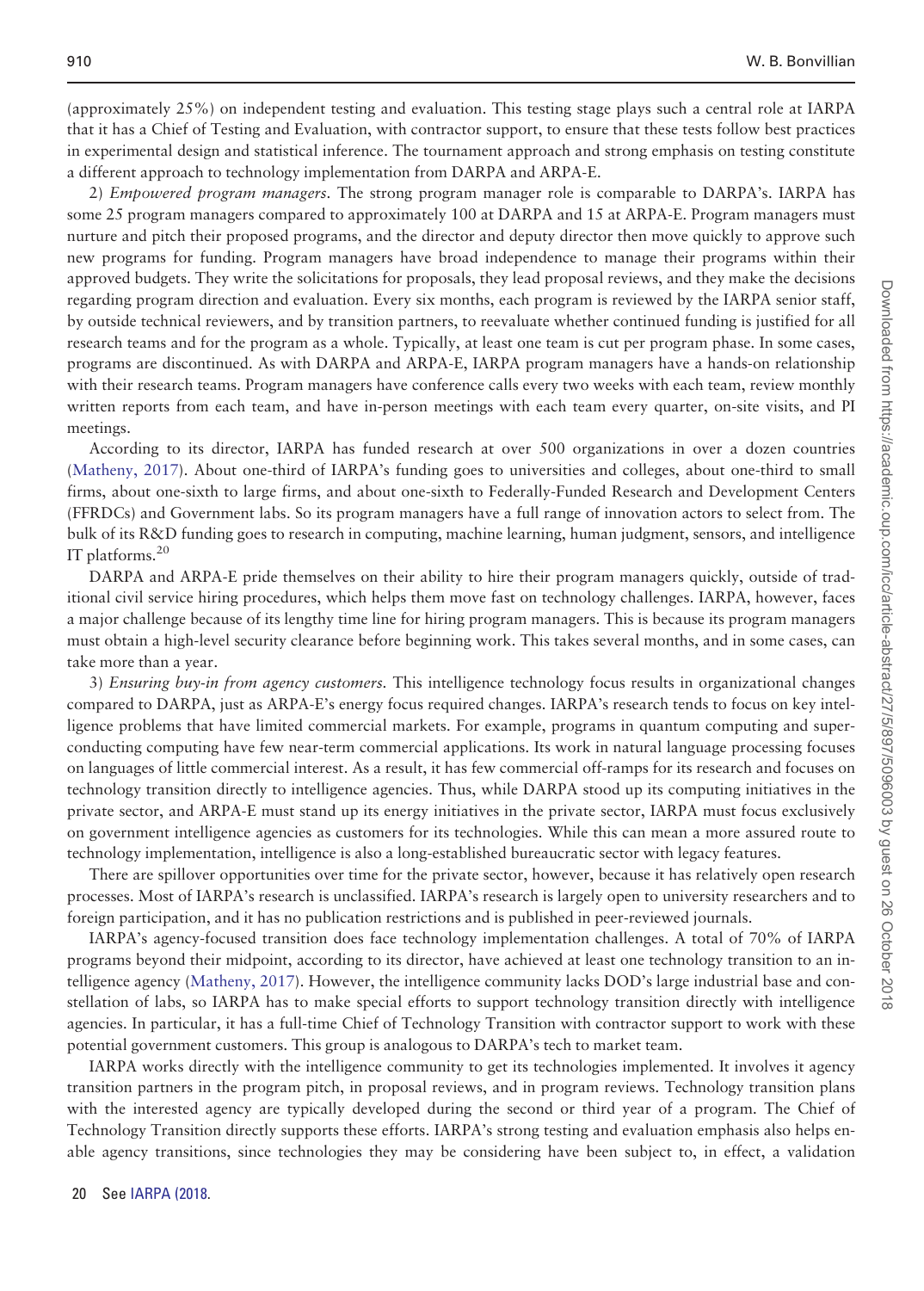(approximately 25%) on independent testing and evaluation. This testing stage plays such a central role at IARPA that it has a Chief of Testing and Evaluation, with contractor support, to ensure that these tests follow best practices in experimental design and statistical inference. The tournament approach and strong emphasis on testing constitute a different approach to technology implementation from DARPA and ARPA-E.

2) *Empowered program managers*. The strong program manager role is comparable to DARPA's. IARPA has some 25 program managers compared to approximately 100 at DARPA and 15 at ARPA-E. Program managers must nurture and pitch their proposed programs, and the director and deputy director then move quickly to approve such new programs for funding. Program managers have broad independence to manage their programs within their approved budgets. They write the solicitations for proposals, they lead proposal reviews, and they make the decisions regarding program direction and evaluation. Every six months, each program is reviewed by the IARPA senior staff, by outside technical reviewers, and by transition partners, to reevaluate whether continued funding is justified for all research teams and for the program as a whole. Typically, at least one team is cut per program phase. In some cases, programs are discontinued. As with DARPA and ARPA-E, IARPA program managers have a hands-on relationship with their research teams. Program managers have conference calls every two weeks with each team, review monthly written reports from each team, and have in-person meetings with each team every quarter, on-site visits, and PI meetings.

According to its director, IARPA has funded research at over 500 organizations in over a dozen countries (Matheny, 2017). About one-third of IARPA's funding goes to universities and colleges, about one-third to small firms, about one-sixth to large firms, and about one-sixth to Federally-Funded Research and Development Centers (FFRDCs) and Government labs. So its program managers have a full range of innovation actors to select from. The bulk of its R&D funding goes to research in computing, machine learning, human judgment, sensors, and intelligence IT platforms.[20]

DARPA and ARPA-E pride themselves on their ability to hire their program managers quickly, outside of traditional civil service hiring procedures, which helps them move fast on technology challenges. IARPA, however, faces a major challenge because of its lengthy time line for hiring program managers. This is because its program managers must obtain a high-level security clearance before beginning work. This takes several months, and in some cases, can take more than a year.

3) *Ensuring buy-in from agency customers*. This intelligence technology focus results in organizational changes compared to DARPA, just as ARPA-E's energy focus required changes. IARPA's research tends to focus on key intelligence problems that have limited commercial markets. For example, programs in quantum computing and superconducting computing have few near-term commercial applications. Its work in natural language processing focuses on languages of little commercial interest. As a result, it has few commercial off-ramps for its research and focuses on technology transition directly to intelligence agencies. Thus, while DARPA stood up its computing initiatives in the private sector, and ARPA-E must stand up its energy initiatives in the private sector, IARPA must focus exclusively on government intelligence agencies as customers for its technologies. While this can mean a more assured route to technology implementation, intelligence is also a long-established bureaucratic sector with legacy features.

There are spillover opportunities over time for the private sector, however, because it has relatively open research processes. Most of IARPA's research is unclassified. IARPA's research is largely open to university researchers and to foreign participation, and it has no publication restrictions and is published in peer-reviewed journals.

IARPA's agency-focused transition does face technology implementation challenges. A total of 70% of IARPA programs beyond their midpoint, according to its director, have achieved at least one technology transition to an intelligence agency (Matheny, 2017). However, the intelligence community lacks DOD's large industrial base and constellation of labs, so IARPA has to make special efforts to support technology transition directly with intelligence agencies. In particular, it has a full-time Chief of Technology Transition with contractor support to work with these potential government customers. This group is analogous to DARPA's tech to market team.

IARPA works directly with the intelligence community to get its technologies implemented. It involves it agency transition partners in the program pitch, in proposal reviews, and in program reviews. Technology transition plans with the interested agency are typically developed during the second or third year of a program. The Chief of Technology Transition directly supports these efforts. IARPA's strong testing and evaluation emphasis also helps enable agency transitions, since technologies they may be considering have been subject to, in effect, a validation

20 See IARPA (2018.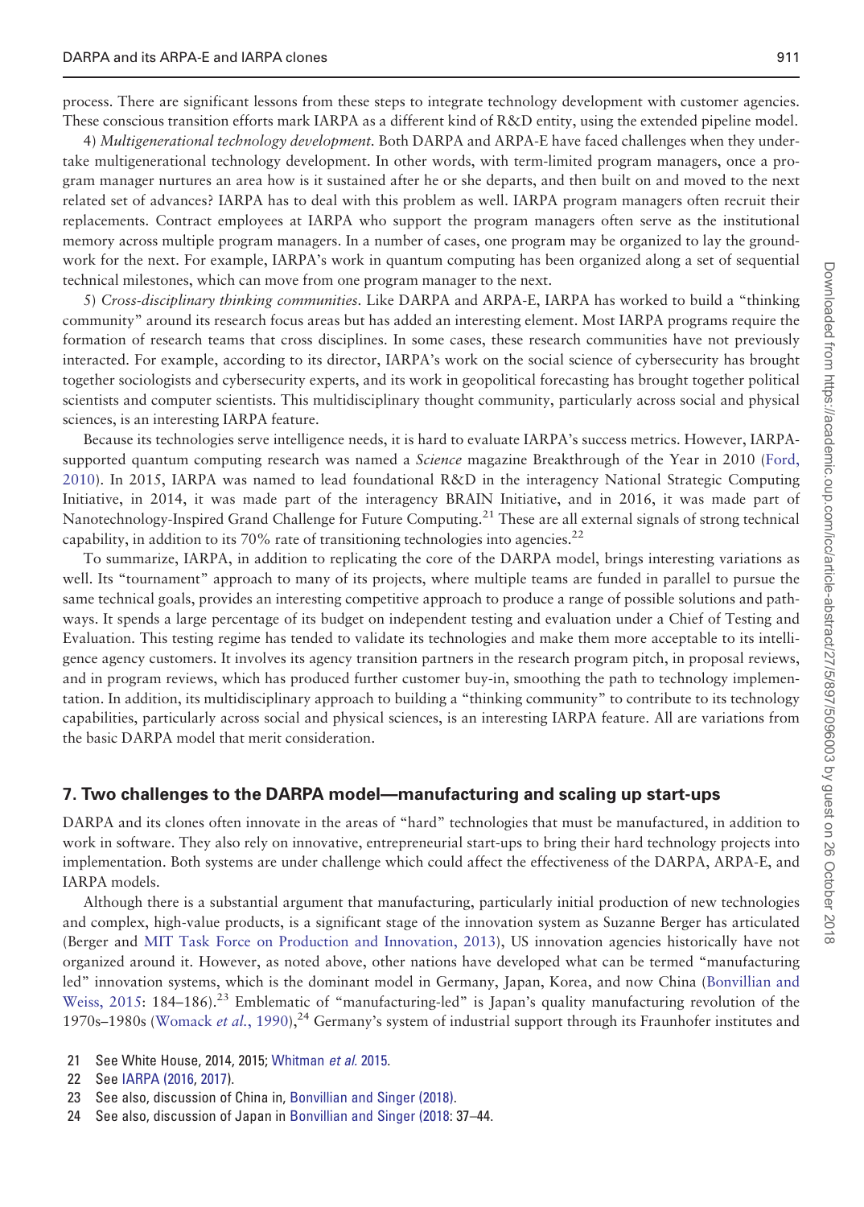process. There are significant lessons from these steps to integrate technology development with customer agencies. These conscious transition efforts mark IARPA as a different kind of R&D entity, using the extended pipeline model.

4) *Multigenerational technology development.* Both DARPA and ARPA-E have faced challenges when they undertake multigenerational technology development. In other words, with term-limited program managers, once a program manager nurtures an area how is it sustained after he or she departs, and then built on and moved to the next related set of advances? IARPA has to deal with this problem as well. IARPA program managers often recruit their replacements. Contract employees at IARPA who support the program managers often serve as the institutional memory across multiple program managers. In a number of cases, one program may be organized to lay the groundwork for the next. For example, IARPA's work in quantum computing has been organized along a set of sequential technical milestones, which can move from one program manager to the next.

5) *Cross-disciplinary thinking communities.* Like DARPA and ARPA-E, IARPA has worked to build a "thinking community" around its research focus areas but has added an interesting element. Most IARPA programs require the formation of research teams that cross disciplines. In some cases, these research communities have not previously interacted. For example, according to its director, IARPA's work on the social science of cybersecurity has brought together sociologists and cybersecurity experts, and its work in geopolitical forecasting has brought together political scientists and computer scientists. This multidisciplinary thought community, particularly across social and physical sciences, is an interesting IARPA feature.

Because its technologies serve intelligence needs, it is hard to evaluate IARPA's success metrics. However, IARPA-supported quantum computing research was named a *Science* magazine Breakthrough of the Year in 2010 (Ford, 2010). In 2015, IARPA was named to lead foundational R&D in the interagency National Strategic Computing Initiative, in 2014, it was made part of the interagency BRAIN Initiative, and in 2016, it was made part of Nanotechnology-Inspired Grand Challenge for Future Computing.[21] These are all external signals of strong technical capability, in addition to its 70% rate of transitioning technologies into agencies.[22]

To summarize, IARPA, in addition to replicating the core of the DARPA model, brings interesting variations as well. Its "tournament" approach to many of its projects, where multiple teams are funded in parallel to pursue the same technical goals, provides an interesting competitive approach to produce a range of possible solutions and pathways. It spends a large percentage of its budget on independent testing and evaluation under a Chief of Testing and Evaluation. This testing regime has tended to validate its technologies and make them more acceptable to its intelligence agency customers. It involves its agency transition partners in the research program pitch, in proposal reviews, and in program reviews, which has produced further customer buy-in, smoothing the path to technology implementation. In addition, its multidisciplinary approach to building a "thinking community" to contribute to its technology capabilities, particularly across social and physical sciences, is an interesting IARPA feature. All are variations from the basic DARPA model that merit consideration.

## 7. Two challenges to the DARPA model—manufacturing and scaling up start-ups

DARPA and its clones often innovate in the areas of "hard" technologies that must be manufactured, in addition to work in software. They also rely on innovative, entrepreneurial start-ups to bring their hard technology projects into implementation. Both systems are under challenge which could affect the effectiveness of the DARPA, ARPA-E, and IARPA models.

Although there is a substantial argument that manufacturing, particularly initial production of new technologies and complex, high-value products, is a significant stage of the innovation system as Suzanne Berger has articulated (Berger and MIT Task Force on Production and Innovation, 2013), US innovation agencies historically have not organized around it. However, as noted above, other nations have developed what can be termed "manufacturing led" innovation systems, which is the dominant model in Germany, Japan, Korea, and now China (Bonvillian and Weiss, 2015: 184–186).[23] Emblematic of "manufacturing-led" is Japan's quality manufacturing revolution of the 1970s–1980s (Womack *et al.*, 1990),[24] Germany's system of industrial support through its Fraunhofer institutes and

21 See White House, 2014, 2015; Whitman *et al.* 2015.

22 See IARPA (2016, 2017).

23 See also, discussion of China in, Bonvillian and Singer (2018).

24 See also, discussion of Japan in Bonvillian and Singer (2018: 37–44.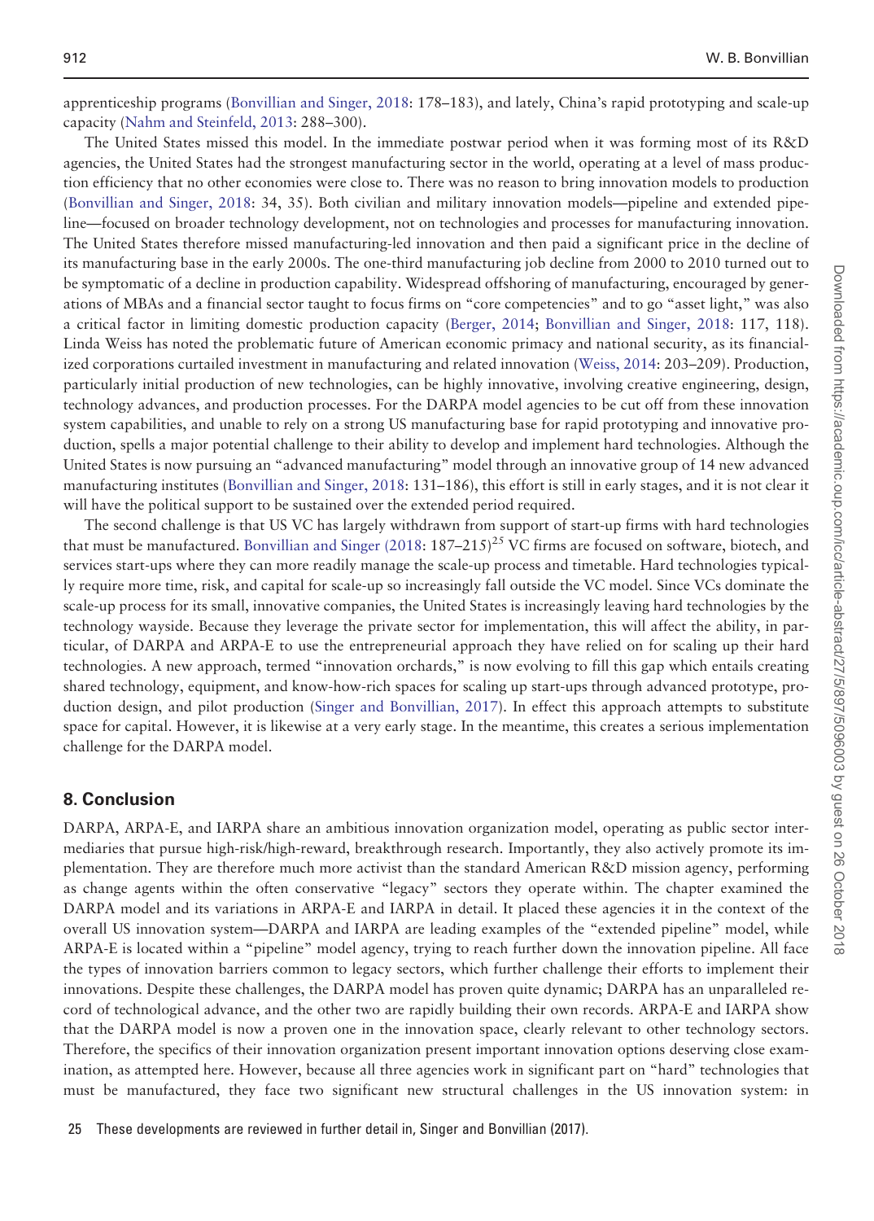apprenticeship programs (Bonvillian and Singer, 2018: 178–183), and lately, China's rapid prototyping and scale-up capacity (Nahm and Steinfeld, 2013: 288–300).

The United States missed this model. In the immediate postwar period when it was forming most of its R&D agencies, the United States had the strongest manufacturing sector in the world, operating at a level of mass production efficiency that no other economies were close to. There was no reason to bring innovation models to production (Bonvillian and Singer, 2018: 34, 35). Both civilian and military innovation models—pipeline and extended pipeline—focused on broader technology development, not on technologies and processes for manufacturing innovation. The United States therefore missed manufacturing-led innovation and then paid a significant price in the decline of its manufacturing base in the early 2000s. The one-third manufacturing job decline from 2000 to 2010 turned out to be symptomatic of a decline in production capability. Widespread offshoring of manufacturing, encouraged by generations of MBAs and a financial sector taught to focus firms on "core competencies" and to go "asset light," was also a critical factor in limiting domestic production capacity (Berger, 2014; Bonvillian and Singer, 2018: 117, 118). Linda Weiss has noted the problematic future of American economic primacy and national security, as its financialized corporations curtailed investment in manufacturing and related innovation (Weiss, 2014: 203–209). Production, particularly initial production of new technologies, can be highly innovative, involving creative engineering, design, technology advances, and production processes. For the DARPA model agencies to be cut off from these innovation system capabilities, and unable to rely on a strong US manufacturing base for rapid prototyping and innovative production, spells a major potential challenge to their ability to develop and implement hard technologies. Although the United States is now pursuing an "advanced manufacturing" model through an innovative group of 14 new advanced manufacturing institutes (Bonvillian and Singer, 2018: 131–186), this effort is still in early stages, and it is not clear it will have the political support to be sustained over the extended period required.

The second challenge is that US VC has largely withdrawn from support of start-up firms with hard technologies that must be manufactured. Bonvillian and Singer (2018: 187–215)[25] VC firms are focused on software, biotech, and services start-ups where they can more readily manage the scale-up process and timetable. Hard technologies typically require more time, risk, and capital for scale-up so increasingly fall outside the VC model. Since VCs dominate the scale-up process for its small, innovative companies, the United States is increasingly leaving hard technologies by the technology wayside. Because they leverage the private sector for implementation, this will affect the ability, in particular, of DARPA and ARPA-E to use the entrepreneurial approach they have relied on for scaling up their hard technologies. A new approach, termed "innovation orchards," is now evolving to fill this gap which entails creating shared technology, equipment, and know-how-rich spaces for scaling up start-ups through advanced prototype, production design, and pilot production (Singer and Bonvillian, 2017). In effect this approach attempts to substitute space for capital. However, it is likewise at a very early stage. In the meantime, this creates a serious implementation challenge for the DARPA model.

## 8. Conclusion

DARPA, ARPA-E, and IARPA share an ambitious innovation organization model, operating as public sector intermediaries that pursue high-risk/high-reward, breakthrough research. Importantly, they also actively promote its implementation. They are therefore much more activist than the standard American R&D mission agency, performing as change agents within the often conservative "legacy" sectors they operate within. The chapter examined the DARPA model and its variations in ARPA-E and IARPA in detail. It placed these agencies it in the context of the overall US innovation system—DARPA and IARPA are leading examples of the "extended pipeline" model, while ARPA-E is located within a "pipeline" model agency, trying to reach further down the innovation pipeline. All face the types of innovation barriers common to legacy sectors, which further challenge their efforts to implement their innovations. Despite these challenges, the DARPA model has proven quite dynamic; DARPA has an unparalleled record of technological advance, and the other two are rapidly building their own records. ARPA-E and IARPA show that the DARPA model is now a proven one in the innovation space, clearly relevant to other technology sectors. Therefore, the specifics of their innovation organization present important innovation options deserving close examination, as attempted here. However, because all three agencies work in significant part on "hard" technologies that must be manufactured, they face two significant new structural challenges in the US innovation system: in

25 These developments are reviewed in further detail in, Singer and Bonvillian (2017).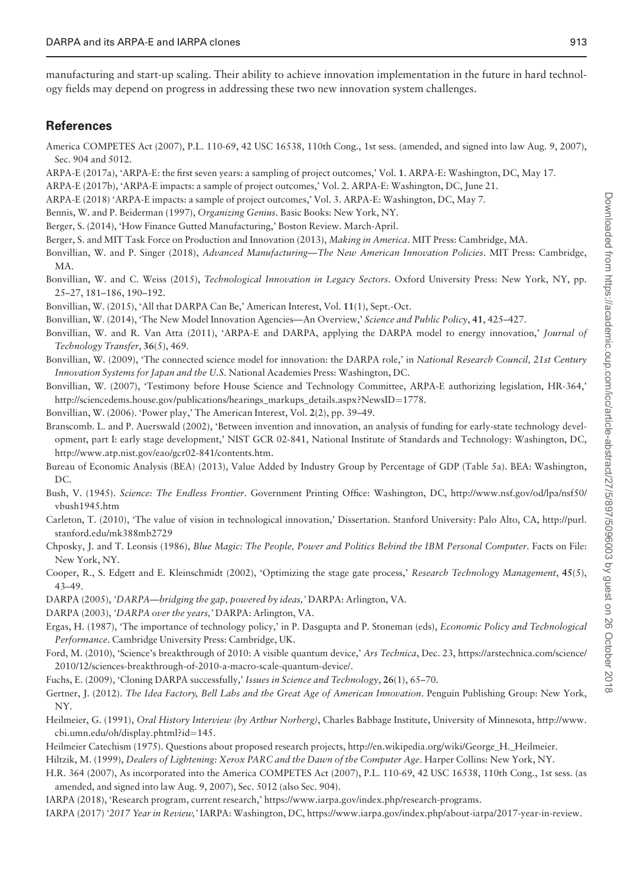manufacturing and start-up scaling. Their ability to achieve innovation implementation in the future in hard technology fields may depend on progress in addressing these two new innovation system challenges.

## References

America COMPETES Act (2007), P.L. 110-69, 42 USC 16538, 110th Cong., 1st sess. (amended, and signed into law Aug. 9, 2007), Sec. 904 and 5012.

ARPA-E (2017a), 'ARPA-E: the first seven years: a sampling of project outcomes,' Vol. **1**. ARPA-E: Washington, DC, May 17.

ARPA-E (2017b), 'ARPA-E impacts: a sample of project outcomes,' Vol. 2. ARPA-E: Washington, DC, June 21.

ARPA-E (2018) 'ARPA-E impacts: a sample of project outcomes,' Vol. 3. ARPA-E: Washington, DC, May 7.

Bennis, W. and P. Beiderman (1997), *Organizing Genius*. Basic Books: New York, NY.

Berger, S. (2014), 'How Finance Gutted Manufacturing,' Boston Review. March-April.

Berger, S. and MIT Task Force on Production and Innovation (2013), *Making in America*. MIT Press: Cambridge, MA.

Bonvillian, W. and P. Singer (2018), *Advanced Manufacturing—The New American Innovation Policies*. MIT Press: Cambridge, MA.

Bonvillian, W. and C. Weiss (2015), *Technological Innovation in Legacy Sectors*. Oxford University Press: New York, NY, pp. 25–27, 181–186, 190–192.

Bonvillian, W. (2015), 'All that DARPA Can Be,' American Interest, Vol. **11**(1), Sept.-Oct.

Bonvillian, W. (2014), 'The New Model Innovation Agencies—An Overview,' *Science and Public Policy*, **41**, 425–427.

Bonvillian, W. and R. Van Atta (2011), 'ARPA-E and DARPA, applying the DARPA model to energy innovation,' *Journal of Technology Transfer*, **36**(5), 469.

Bonvillian, W. (2009), 'The connected science model for innovation: the DARPA role,' in *National Research Council, 21st Century Innovation Systems for Japan and the U.S*. National Academies Press: Washington, DC.

Bonvillian, W. (2007), 'Testimony before House Science and Technology Committee, ARPA-E authorizing legislation, HR-364,' http://sciencedems.house.gov/publications/hearings_markups_details.aspx?NewsID=1778.

Bonvillian, W. (2006). 'Power play,' The American Interest, Vol. **2**(2), pp. 39–49.

Branscomb. L. and P. Auerswald (2002), 'Between invention and innovation, an analysis of funding for early-state technology development, part I: early stage development,' NIST GCR 02-841, National Institute of Standards and Technology: Washington, DC, http://www.atp.nist.gov/eao/gcr02-841/contents.htm.

Bureau of Economic Analysis (BEA) (2013), Value Added by Industry Group by Percentage of GDP (Table 5a). BEA: Washington, DC.

Bush, V. (1945). *Science: The Endless Frontier*. Government Printing Office: Washington, DC, http://www.nsf.gov/od/lpa/nsf50/vbush1945.htm

Carleton, T. (2010), 'The value of vision in technological innovation,' Dissertation. Stanford University: Palo Alto, CA, http://purl.stanford.edu/mk388mb2729

Chposky, J. and T. Leonsis (1986), *Blue Magic: The People, Power and Politics Behind the IBM Personal Computer*. Facts on File: New York, NY.

Cooper, R., S. Edgett and E. Kleinschmidt (2002), 'Optimizing the stage gate process,' *Research Technology Management*, **45**(5), 43–49.

DARPA (2005), *'DARPA—bridging the gap, powered by ideas,'* DARPA: Arlington, VA.

DARPA (2003), *'DARPA over the years,'* DARPA: Arlington, VA.

Ergas, H. (1987), 'The importance of technology policy,' in P. Dasgupta and P. Stoneman (eds), *Economic Policy and Technological Performance*. Cambridge University Press: Cambridge, UK.

Ford, M. (2010), 'Science's breakthrough of 2010: A visible quantum device,' *Ars Technica*, Dec. 23, https://arstechnica.com/science/2010/12/sciences-breakthrough-of-2010-a-macro-scale-quantum-device/.

Fuchs, E. (2009), 'Cloning DARPA successfully,' *Issues in Science and Technology*, **26**(1), 65–70.

Gertner, J. (2012). *The Idea Factory, Bell Labs and the Great Age of American Innovation*. Penguin Publishing Group: New York, NY.

Heilmeier, G. (1991), *Oral History Interview (by Arthur Norberg)*, Charles Babbage Institute, University of Minnesota, http://www.cbi.umn.edu/oh/display.phtml?id=145.

Heilmeier Catechism (1975). Questions about proposed research projects, http://en.wikipedia.org/wiki/George_H._Heilmeier.

Hiltzik, M. (1999), *Dealers of Lightening: Xerox PARC and the Dawn of the Computer Age*. Harper Collins: New York, NY.

H.R. 364 (2007), As incorporated into the America COMPETES Act (2007), P.L. 110-69, 42 USC 16538, 110th Cong., 1st sess. (as amended, and signed into law Aug. 9, 2007), Sec. 5012 (also Sec. 904).

IARPA (2018), 'Research program, current research,' https://www.iarpa.gov/index.php/research-programs.

IARPA (2017) *'2017 Year in Review,'* IARPA: Washington, DC, https://www.iarpa.gov/index.php/about-iarpa/2017-year-in-review.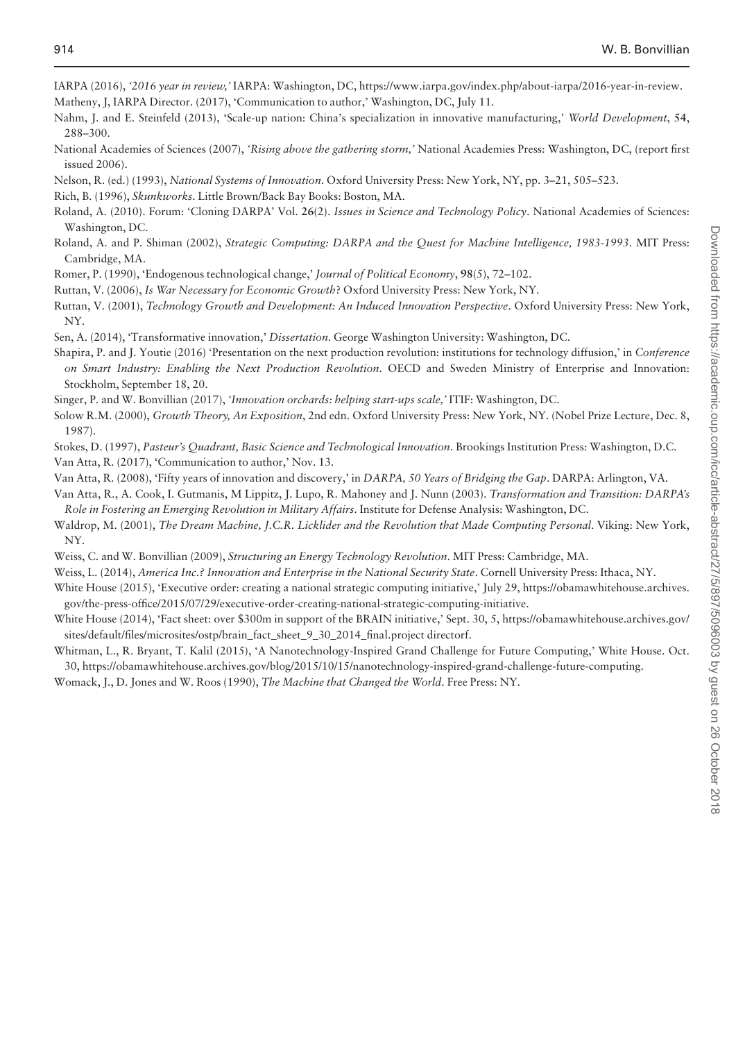IARPA (2016), *'2016 year in review,'* IARPA: Washington, DC, https://www.iarpa.gov/index.php/about-iarpa/2016-year-in-review.

Matheny, J, IARPA Director. (2017), 'Communication to author,' Washington, DC, July 11.

Nahm, J. and E. Steinfeld (2013), 'Scale-up nation: China's specialization in innovative manufacturing,' *World Development*, **54**, 288–300.

National Academies of Sciences (2007), *'Rising above the gathering storm,'* National Academies Press: Washington, DC, (report first issued 2006).

Nelson, R. (ed.) (1993), *National Systems of Innovation*. Oxford University Press: New York, NY, pp. 3–21, 505–523.

Rich, B. (1996), *Skunkworks*. Little Brown/Back Bay Books: Boston, MA.

Roland, A. (2010). Forum: 'Cloning DARPA' Vol. **26**(2). *Issues in Science and Technology Policy*. National Academies of Sciences: Washington, DC.

Roland, A. and P. Shiman (2002), *Strategic Computing: DARPA and the Quest for Machine Intelligence, 1983-1993*. MIT Press: Cambridge, MA.

Romer, P. (1990), 'Endogenous technological change,' *Journal of Political Economy*, **98**(5), 72–102.

Ruttan, V. (2006), *Is War Necessary for Economic Growth*? Oxford University Press: New York, NY.

Ruttan, V. (2001), *Technology Growth and Development: An Induced Innovation Perspective*. Oxford University Press: New York, NY.

Sen, A. (2014), 'Transformative innovation,' *Dissertation*. George Washington University: Washington, DC.

Shapira, P. and J. Youtie (2016) 'Presentation on the next production revolution: institutions for technology diffusion,' in *Conference on Smart Industry: Enabling the Next Production Revolution*. OECD and Sweden Ministry of Enterprise and Innovation: Stockholm, September 18, 20.

Singer, P. and W. Bonvillian (2017), *'Innovation orchards: helping start-ups scale,'* ITIF: Washington, DC.

Solow R.M. (2000), *Growth Theory, An Exposition*, 2nd edn. Oxford University Press: New York, NY. (Nobel Prize Lecture, Dec. 8, 1987).

Stokes, D. (1997), *Pasteur's Quadrant, Basic Science and Technological Innovation*. Brookings Institution Press: Washington, D.C.

Van Atta, R. (2017), 'Communication to author,' Nov. 13.

Van Atta, R. (2008), 'Fifty years of innovation and discovery,' in *DARPA, 50 Years of Bridging the Gap*. DARPA: Arlington, VA.

Van Atta, R., A. Cook, I. Gutmanis, M Lippitz, J. Lupo, R. Mahoney and J. Nunn (2003). *Transformation and Transition: DARPA's Role in Fostering an Emerging Revolution in Military Affairs*. Institute for Defense Analysis: Washington, DC.

Waldrop, M. (2001), *The Dream Machine, J.C.R. Licklider and the Revolution that Made Computing Personal*. Viking: New York, NY.

Weiss, C. and W. Bonvillian (2009), *Structuring an Energy Technology Revolution*. MIT Press: Cambridge, MA.

Weiss, L. (2014), *America Inc.? Innovation and Enterprise in the National Security State*. Cornell University Press: Ithaca, NY.

White House (2015), 'Executive order: creating a national strategic computing initiative,' July 29, https://obamawhitehouse.archives.gov/the-press-office/2015/07/29/executive-order-creating-national-strategic-computing-initiative.

White House (2014), 'Fact sheet: over $300m in support of the BRAIN initiative,' Sept. 30, 5, https://obamawhitehouse.archives.gov/sites/default/files/microsites/ostp/brain_fact_sheet_9_30_2014_final.project directorf.

Whitman, L., R. Bryant, T. Kalil (2015), 'A Nanotechnology-Inspired Grand Challenge for Future Computing,' White House. Oct. 30, https://obamawhitehouse.archives.gov/blog/2015/10/15/nanotechnology-inspired-grand-challenge-future-computing.

Womack, J., D. Jones and W. Roos (1990), *The Machine that Changed the World*. Free Press: NY.